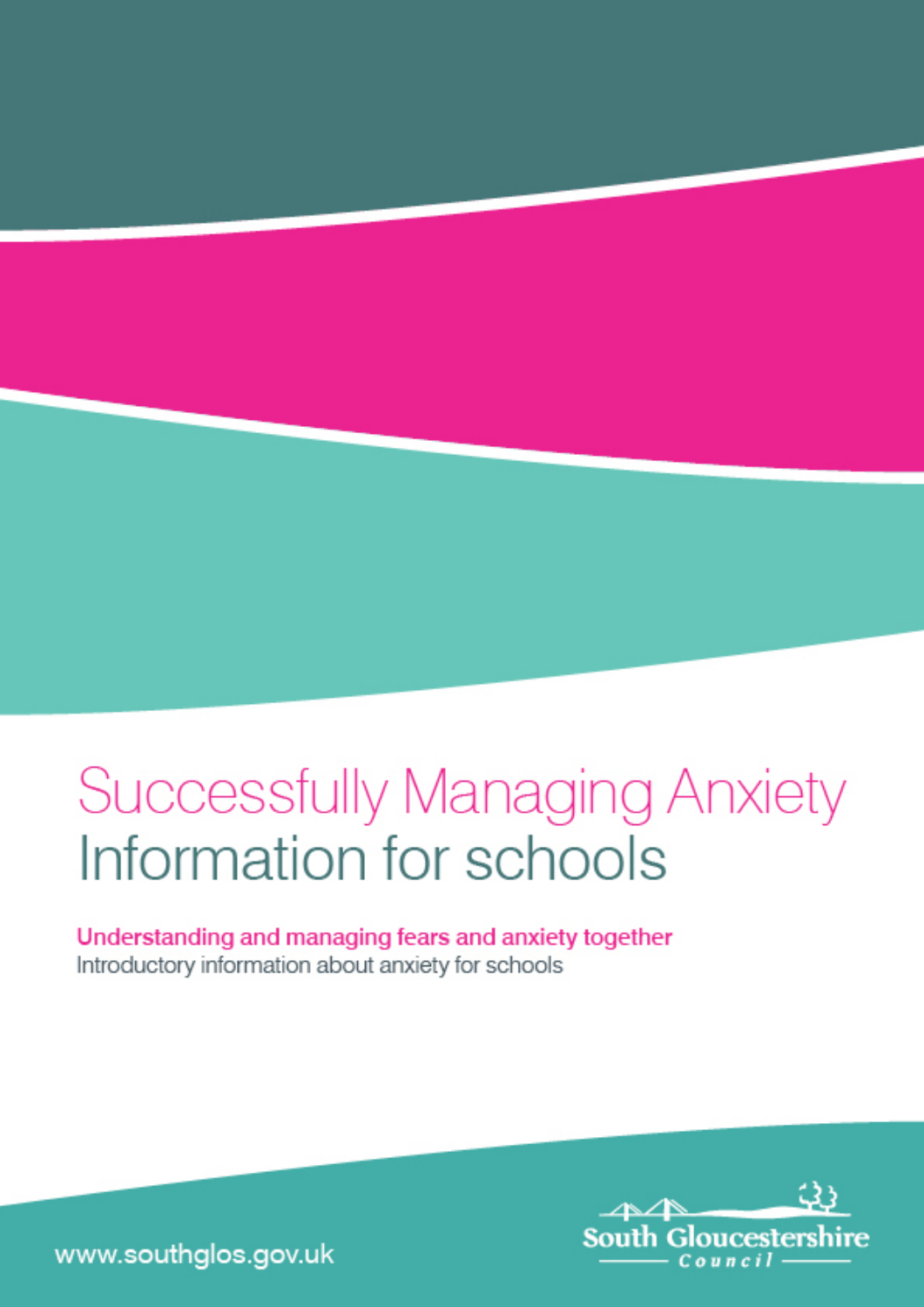# Successfully Managing Anxiety
# Information for schools

**Understanding and managing fears and anxiety together**

Introductory information about anxiety for schools

www.southglos.gov.uk

South Gloucestershire Council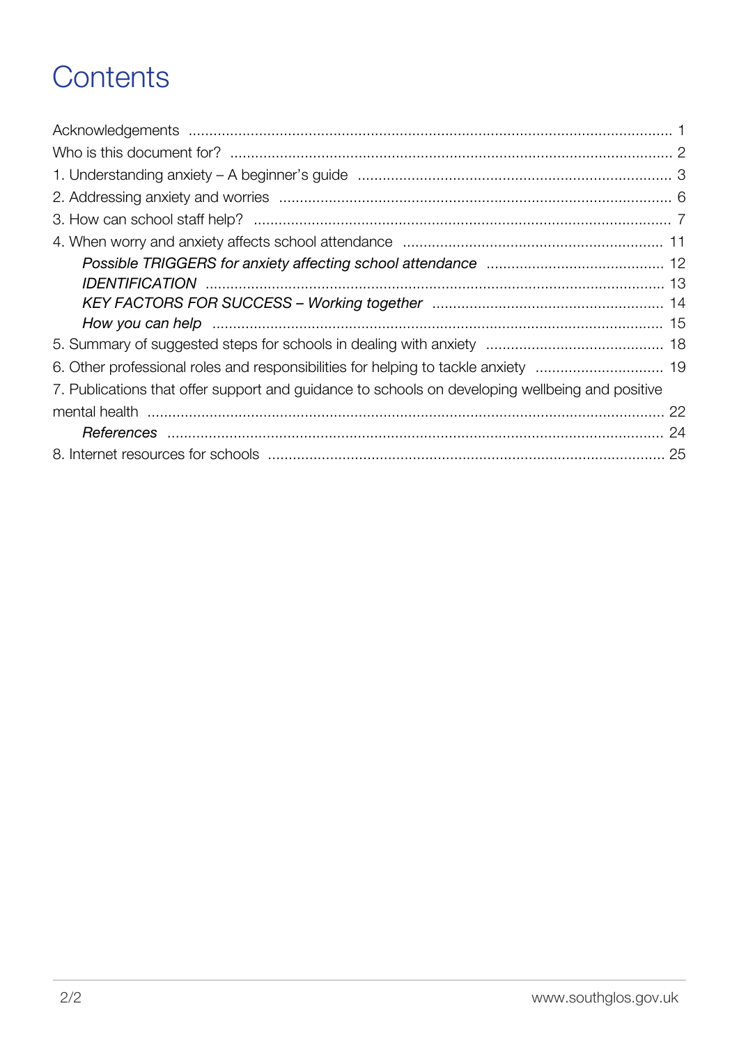# Contents

Acknowledgements ..... 1
Who is this document for? ..... 2
1. Understanding anxiety – A beginner's guide ..... 3
2. Addressing anxiety and worries ..... 6
3. How can school staff help? ..... 7
4. When worry and anxiety affects school attendance ..... 11
    *Possible TRIGGERS for anxiety affecting school attendance* ..... 12
    *IDENTIFICATION* ..... 13
    *KEY FACTORS FOR SUCCESS – Working together* ..... 14
    *How you can help* ..... 15
5. Summary of suggested steps for schools in dealing with anxiety ..... 18
6. Other professional roles and responsibilities for helping to tackle anxiety ..... 19
7. Publications that offer support and guidance to schools on developing wellbeing and positive mental health ..... 22
    *References* ..... 24
8. Internet resources for schools ..... 25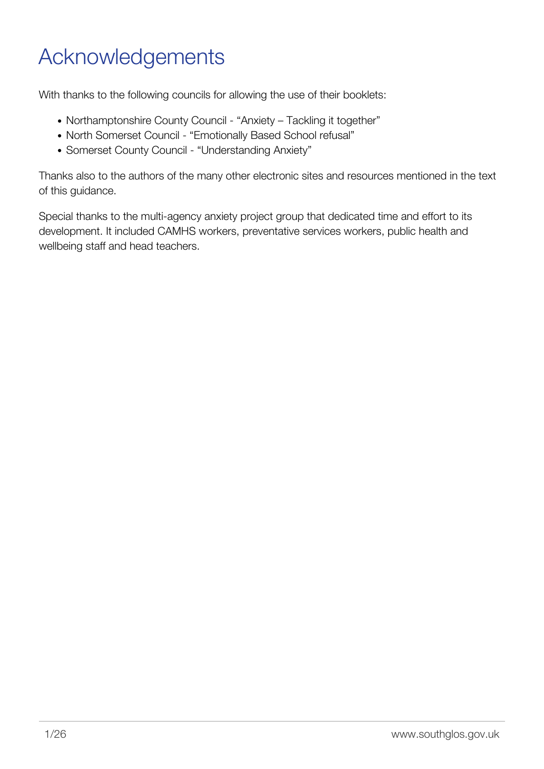# Acknowledgements

With thanks to the following councils for allowing the use of their booklets:

- Northamptonshire County Council - “Anxiety – Tackling it together”
- North Somerset Council - “Emotionally Based School refusal”
- Somerset County Council - “Understanding Anxiety”

Thanks also to the authors of the many other electronic sites and resources mentioned in the text of this guidance.

Special thanks to the multi-agency anxiety project group that dedicated time and effort to its development. It included CAMHS workers, preventative services workers, public health and wellbeing staff and head teachers.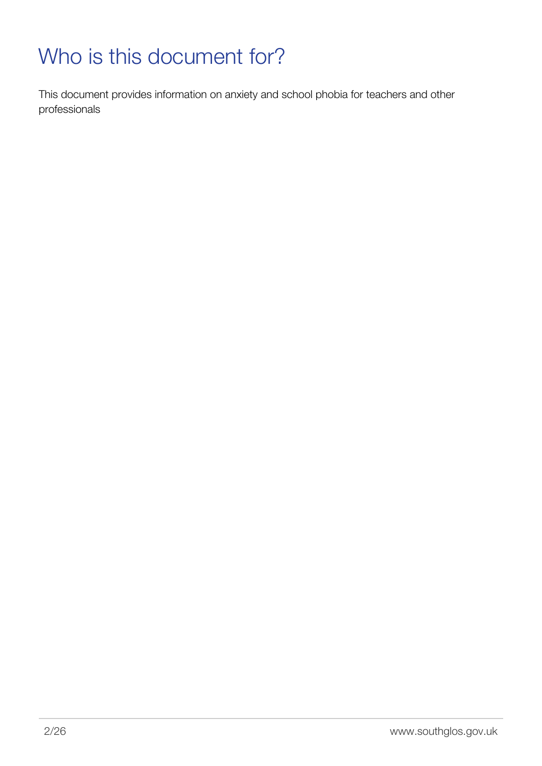# Who is this document for?

This document provides information on anxiety and school phobia for teachers and other professionals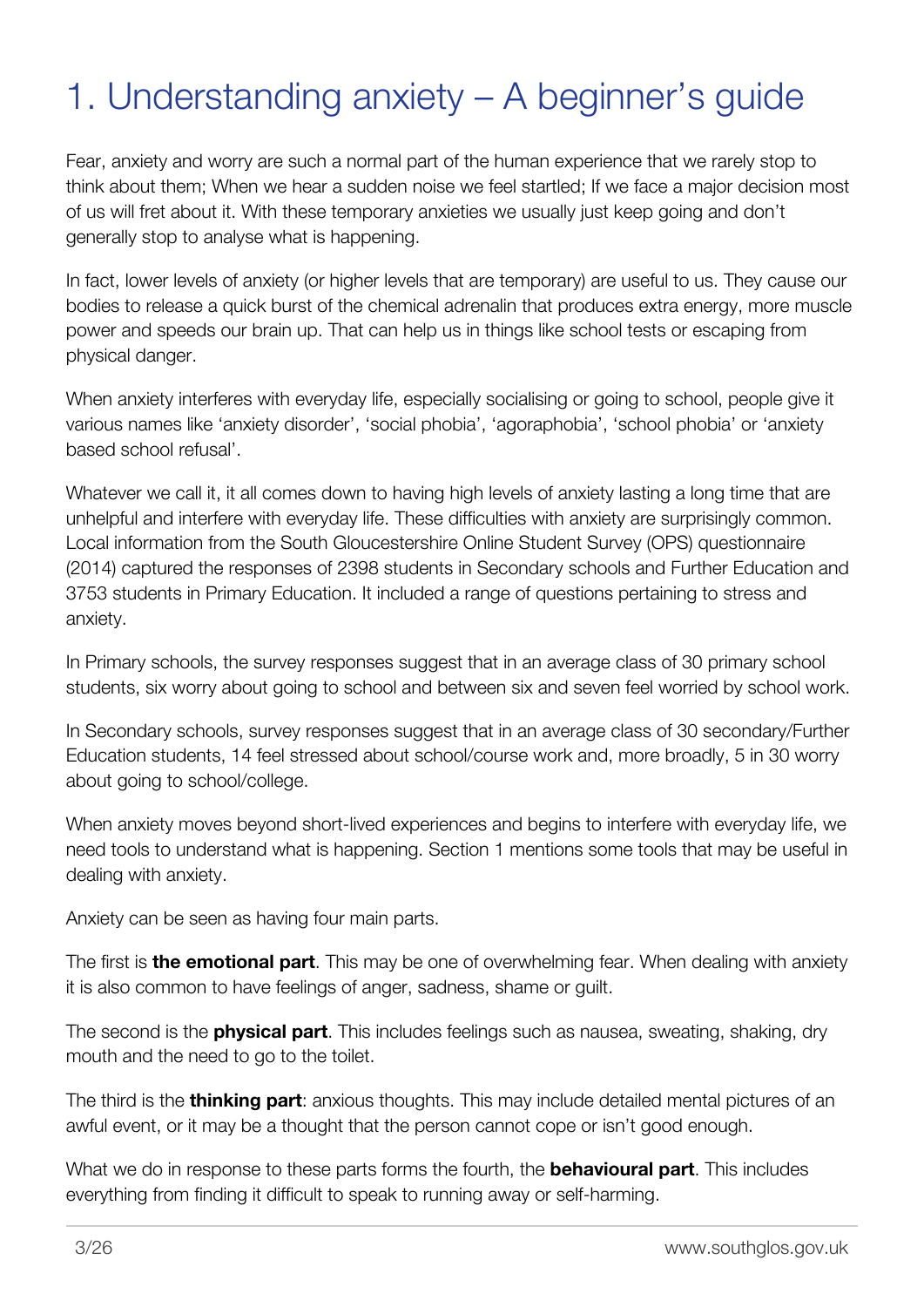# 1. Understanding anxiety – A beginner's guide

Fear, anxiety and worry are such a normal part of the human experience that we rarely stop to think about them; When we hear a sudden noise we feel startled; If we face a major decision most of us will fret about it. With these temporary anxieties we usually just keep going and don't generally stop to analyse what is happening.

In fact, lower levels of anxiety (or higher levels that are temporary) are useful to us. They cause our bodies to release a quick burst of the chemical adrenalin that produces extra energy, more muscle power and speeds our brain up. That can help us in things like school tests or escaping from physical danger.

When anxiety interferes with everyday life, especially socialising or going to school, people give it various names like 'anxiety disorder', 'social phobia', 'agoraphobia', 'school phobia' or 'anxiety based school refusal'.

Whatever we call it, it all comes down to having high levels of anxiety lasting a long time that are unhelpful and interfere with everyday life. These difficulties with anxiety are surprisingly common. Local information from the South Gloucestershire Online Student Survey (OPS) questionnaire (2014) captured the responses of 2398 students in Secondary schools and Further Education and 3753 students in Primary Education. It included a range of questions pertaining to stress and anxiety.

In Primary schools, the survey responses suggest that in an average class of 30 primary school students, six worry about going to school and between six and seven feel worried by school work.

In Secondary schools, survey responses suggest that in an average class of 30 secondary/Further Education students, 14 feel stressed about school/course work and, more broadly, 5 in 30 worry about going to school/college.

When anxiety moves beyond short-lived experiences and begins to interfere with everyday life, we need tools to understand what is happening. Section 1 mentions some tools that may be useful in dealing with anxiety.

Anxiety can be seen as having four main parts.

The first is **the emotional part**. This may be one of overwhelming fear. When dealing with anxiety it is also common to have feelings of anger, sadness, shame or guilt.

The second is the **physical part**. This includes feelings such as nausea, sweating, shaking, dry mouth and the need to go to the toilet.

The third is the **thinking part**: anxious thoughts. This may include detailed mental pictures of an awful event, or it may be a thought that the person cannot cope or isn't good enough.

What we do in response to these parts forms the fourth, the **behavioural part**. This includes everything from finding it difficult to speak to running away or self-harming.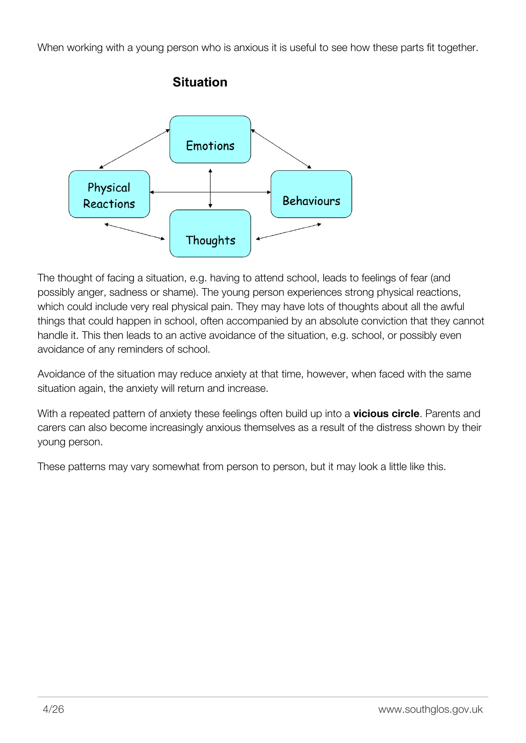When working with a young person who is anxious it is useful to see how these parts fit together.

**Situation**

Emotions

Physical Reactions

Behaviours

Thoughts

The thought of facing a situation, e.g. having to attend school, leads to feelings of fear (and possibly anger, sadness or shame). The young person experiences strong physical reactions, which could include very real physical pain. They may have lots of thoughts about all the awful things that could happen in school, often accompanied by an absolute conviction that they cannot handle it. This then leads to an active avoidance of the situation, e.g. school, or possibly even avoidance of any reminders of school.

Avoidance of the situation may reduce anxiety at that time, however, when faced with the same situation again, the anxiety will return and increase.

With a repeated pattern of anxiety these feelings often build up into a **vicious circle**. Parents and carers can also become increasingly anxious themselves as a result of the distress shown by their young person.

These patterns may vary somewhat from person to person, but it may look a little like this.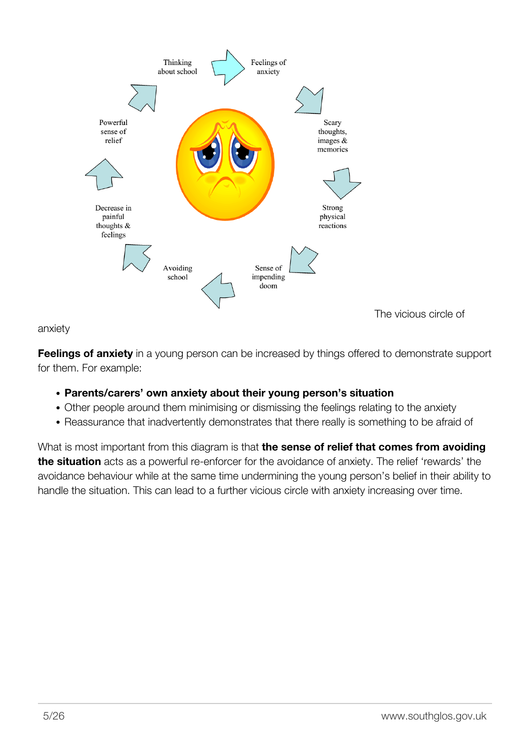Thinking about school

Feelings of anxiety

Scary thoughts, images & memories

Strong physical reactions

Sense of impending doom

Avoiding school

Decrease in painful thoughts & feelings

Powerful sense of relief

The vicious circle of anxiety

**Feelings of anxiety** in a young person can be increased by things offered to demonstrate support for them. For example:

- **Parents/carers' own anxiety about their young person's situation**
- Other people around them minimising or dismissing the feelings relating to the anxiety
- Reassurance that inadvertently demonstrates that there really is something to be afraid of

What is most important from this diagram is that **the sense of relief that comes from avoiding the situation** acts as a powerful re-enforcer for the avoidance of anxiety. The relief 'rewards' the avoidance behaviour while at the same time undermining the young person's belief in their ability to handle the situation. This can lead to a further vicious circle with anxiety increasing over time.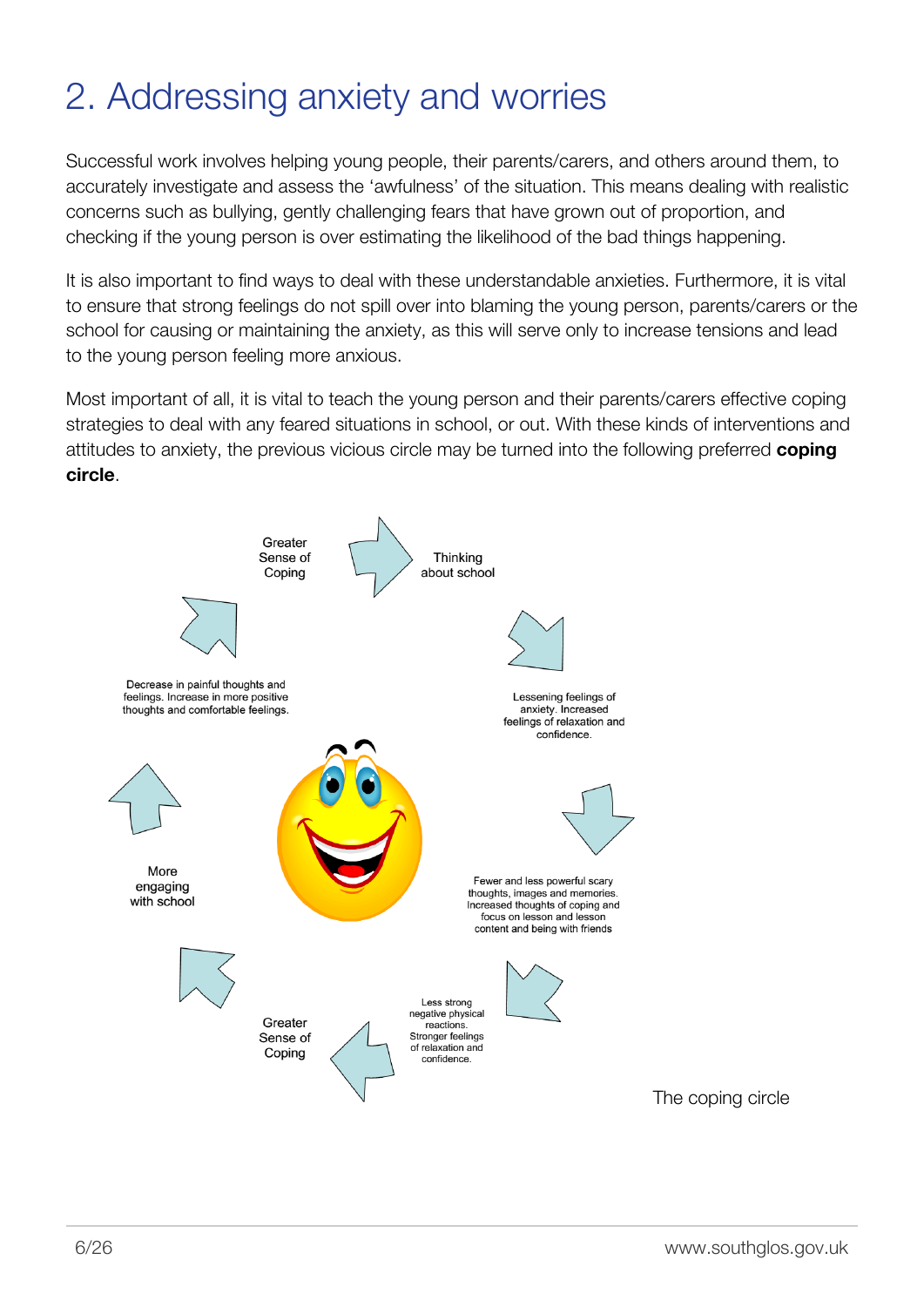# 2. Addressing anxiety and worries

Successful work involves helping young people, their parents/carers, and others around them, to accurately investigate and assess the 'awfulness' of the situation. This means dealing with realistic concerns such as bullying, gently challenging fears that have grown out of proportion, and checking if the young person is over estimating the likelihood of the bad things happening.

It is also important to find ways to deal with these understandable anxieties. Furthermore, it is vital to ensure that strong feelings do not spill over into blaming the young person, parents/carers or the school for causing or maintaining the anxiety, as this will serve only to increase tensions and lead to the young person feeling more anxious.

Most important of all, it is vital to teach the young person and their parents/carers effective coping strategies to deal with any feared situations in school, or out. With these kinds of interventions and attitudes to anxiety, the previous vicious circle may be turned into the following preferred **coping circle**.

Thinking about school

Lessening feelings of anxiety. Increased feelings of relaxation and confidence.

Fewer and less powerful scary thoughts, images and memories. Increased thoughts of coping and focus on lesson and lesson content and being with friends

Less strong negative physical reactions. Stronger feelings of relaxation and confidence.

Greater Sense of Coping

More engaging with school

Decrease in painful thoughts and feelings. Increase in more positive thoughts and comfortable feelings.

Greater Sense of Coping

The coping circle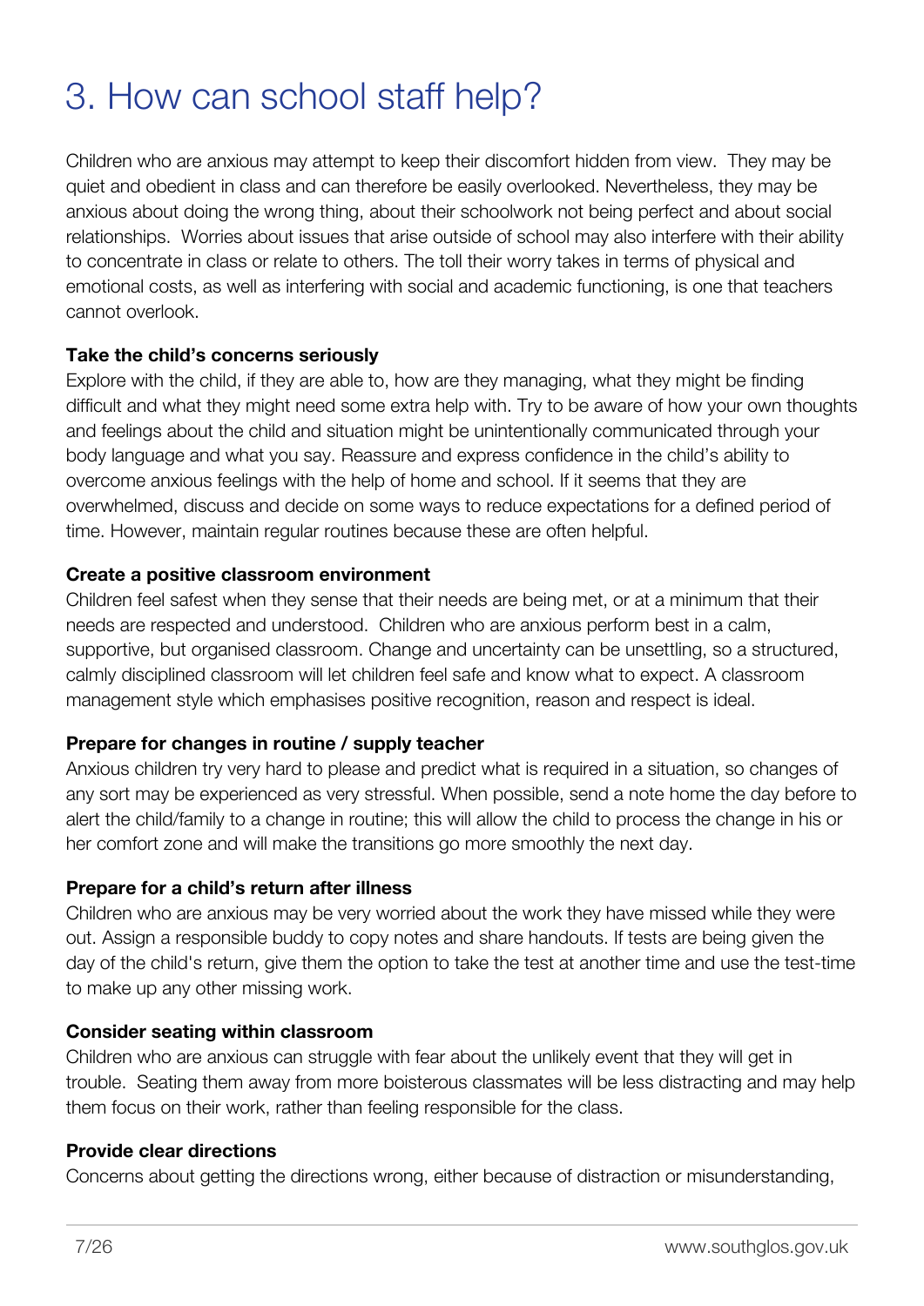# 3. How can school staff help?

Children who are anxious may attempt to keep their discomfort hidden from view. They may be quiet and obedient in class and can therefore be easily overlooked. Nevertheless, they may be anxious about doing the wrong thing, about their schoolwork not being perfect and about social relationships. Worries about issues that arise outside of school may also interfere with their ability to concentrate in class or relate to others. The toll their worry takes in terms of physical and emotional costs, as well as interfering with social and academic functioning, is one that teachers cannot overlook.

**Take the child's concerns seriously**

Explore with the child, if they are able to, how are they managing, what they might be finding difficult and what they might need some extra help with. Try to be aware of how your own thoughts and feelings about the child and situation might be unintentionally communicated through your body language and what you say. Reassure and express confidence in the child's ability to overcome anxious feelings with the help of home and school. If it seems that they are overwhelmed, discuss and decide on some ways to reduce expectations for a defined period of time. However, maintain regular routines because these are often helpful.

**Create a positive classroom environment**

Children feel safest when they sense that their needs are being met, or at a minimum that their needs are respected and understood. Children who are anxious perform best in a calm, supportive, but organised classroom. Change and uncertainty can be unsettling, so a structured, calmly disciplined classroom will let children feel safe and know what to expect. A classroom management style which emphasises positive recognition, reason and respect is ideal.

**Prepare for changes in routine / supply teacher**

Anxious children try very hard to please and predict what is required in a situation, so changes of any sort may be experienced as very stressful. When possible, send a note home the day before to alert the child/family to a change in routine; this will allow the child to process the change in his or her comfort zone and will make the transitions go more smoothly the next day.

**Prepare for a child's return after illness**

Children who are anxious may be very worried about the work they have missed while they were out. Assign a responsible buddy to copy notes and share handouts. If tests are being given the day of the child's return, give them the option to take the test at another time and use the test-time to make up any other missing work.

**Consider seating within classroom**

Children who are anxious can struggle with fear about the unlikely event that they will get in trouble. Seating them away from more boisterous classmates will be less distracting and may help them focus on their work, rather than feeling responsible for the class.

**Provide clear directions**

Concerns about getting the directions wrong, either because of distraction or misunderstanding,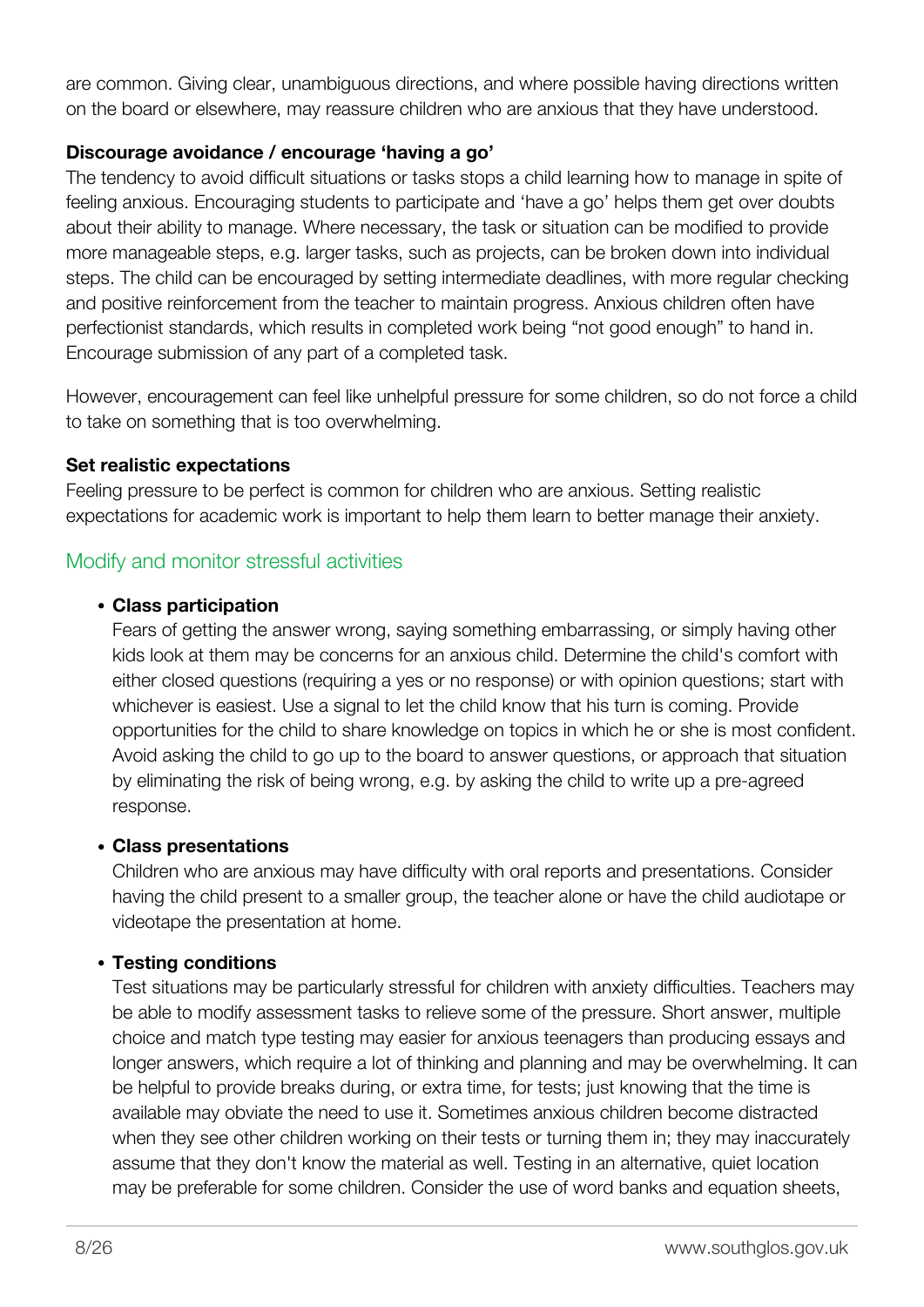are common. Giving clear, unambiguous directions, and where possible having directions written on the board or elsewhere, may reassure children who are anxious that they have understood.

**Discourage avoidance / encourage 'having a go'**

The tendency to avoid difficult situations or tasks stops a child learning how to manage in spite of feeling anxious. Encouraging students to participate and 'have a go' helps them get over doubts about their ability to manage. Where necessary, the task or situation can be modified to provide more manageable steps, e.g. larger tasks, such as projects, can be broken down into individual steps. The child can be encouraged by setting intermediate deadlines, with more regular checking and positive reinforcement from the teacher to maintain progress. Anxious children often have perfectionist standards, which results in completed work being "not good enough" to hand in. Encourage submission of any part of a completed task.

However, encouragement can feel like unhelpful pressure for some children, so do not force a child to take on something that is too overwhelming.

**Set realistic expectations**

Feeling pressure to be perfect is common for children who are anxious. Setting realistic expectations for academic work is important to help them learn to better manage their anxiety.

## Modify and monitor stressful activities

- **Class participation**
  Fears of getting the answer wrong, saying something embarrassing, or simply having other kids look at them may be concerns for an anxious child. Determine the child's comfort with either closed questions (requiring a yes or no response) or with opinion questions; start with whichever is easiest. Use a signal to let the child know that his turn is coming. Provide opportunities for the child to share knowledge on topics in which he or she is most confident. Avoid asking the child to go up to the board to answer questions, or approach that situation by eliminating the risk of being wrong, e.g. by asking the child to write up a pre-agreed response.

- **Class presentations**
  Children who are anxious may have difficulty with oral reports and presentations. Consider having the child present to a smaller group, the teacher alone or have the child audiotape or videotape the presentation at home.

- **Testing conditions**
  Test situations may be particularly stressful for children with anxiety difficulties. Teachers may be able to modify assessment tasks to relieve some of the pressure. Short answer, multiple choice and match type testing may easier for anxious teenagers than producing essays and longer answers, which require a lot of thinking and planning and may be overwhelming. It can be helpful to provide breaks during, or extra time, for tests; just knowing that the time is available may obviate the need to use it. Sometimes anxious children become distracted when they see other children working on their tests or turning them in; they may inaccurately assume that they don't know the material as well. Testing in an alternative, quiet location may be preferable for some children. Consider the use of word banks and equation sheets,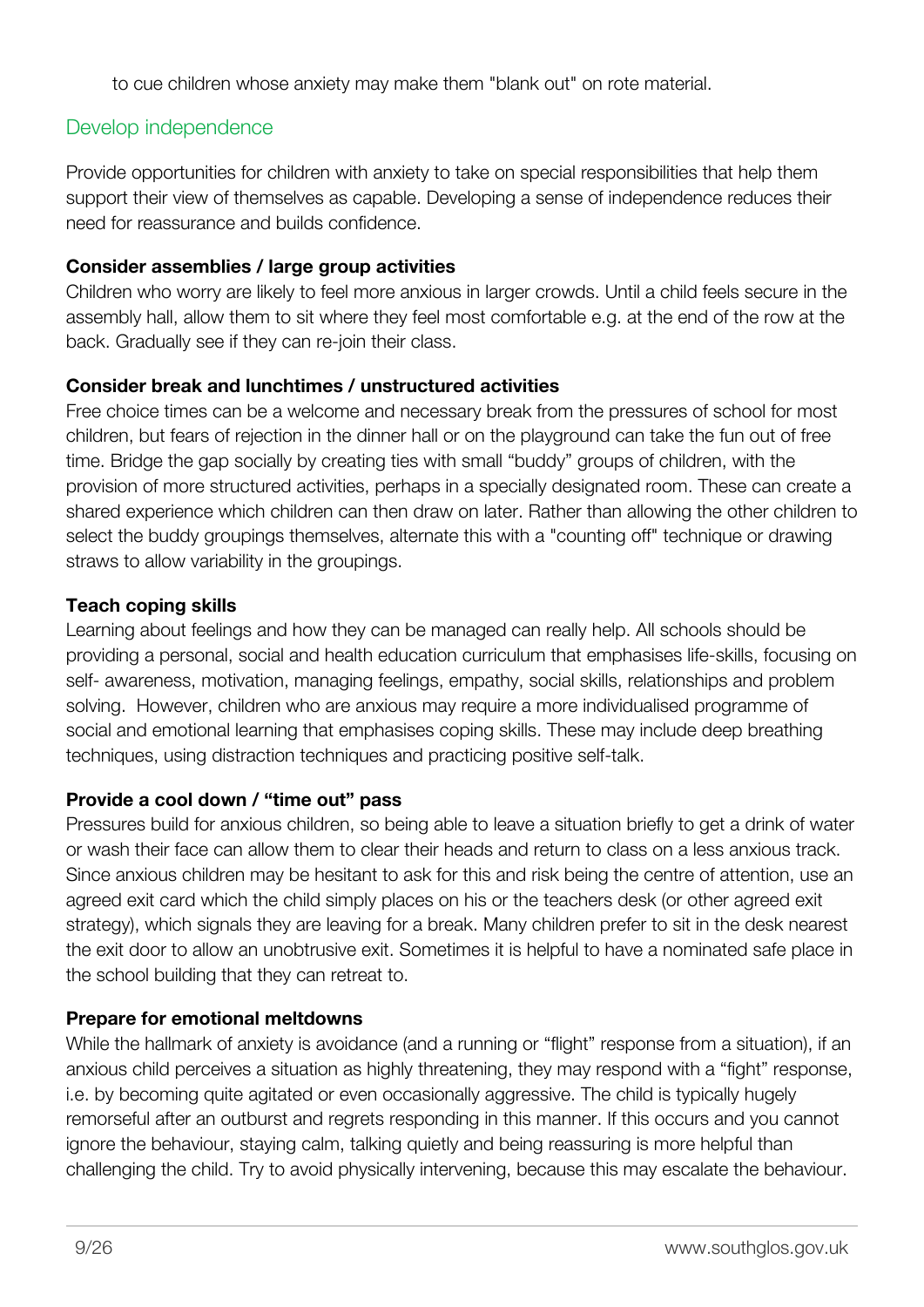to cue children whose anxiety may make them "blank out" on rote material.

## Develop independence

Provide opportunities for children with anxiety to take on special responsibilities that help them support their view of themselves as capable. Developing a sense of independence reduces their need for reassurance and builds confidence.

**Consider assemblies / large group activities**
Children who worry are likely to feel more anxious in larger crowds. Until a child feels secure in the assembly hall, allow them to sit where they feel most comfortable e.g. at the end of the row at the back. Gradually see if they can re-join their class.

**Consider break and lunchtimes / unstructured activities**
Free choice times can be a welcome and necessary break from the pressures of school for most children, but fears of rejection in the dinner hall or on the playground can take the fun out of free time. Bridge the gap socially by creating ties with small "buddy" groups of children, with the provision of more structured activities, perhaps in a specially designated room. These can create a shared experience which children can then draw on later. Rather than allowing the other children to select the buddy groupings themselves, alternate this with a "counting off" technique or drawing straws to allow variability in the groupings.

**Teach coping skills**
Learning about feelings and how they can be managed can really help. All schools should be providing a personal, social and health education curriculum that emphasises life-skills, focusing on self- awareness, motivation, managing feelings, empathy, social skills, relationships and problem solving. However, children who are anxious may require a more individualised programme of social and emotional learning that emphasises coping skills. These may include deep breathing techniques, using distraction techniques and practicing positive self-talk.

**Provide a cool down / "time out" pass**
Pressures build for anxious children, so being able to leave a situation briefly to get a drink of water or wash their face can allow them to clear their heads and return to class on a less anxious track. Since anxious children may be hesitant to ask for this and risk being the centre of attention, use an agreed exit card which the child simply places on his or the teachers desk (or other agreed exit strategy), which signals they are leaving for a break. Many children prefer to sit in the desk nearest the exit door to allow an unobtrusive exit. Sometimes it is helpful to have a nominated safe place in the school building that they can retreat to.

**Prepare for emotional meltdowns**
While the hallmark of anxiety is avoidance (and a running or "flight" response from a situation), if an anxious child perceives a situation as highly threatening, they may respond with a "fight" response, i.e. by becoming quite agitated or even occasionally aggressive. The child is typically hugely remorseful after an outburst and regrets responding in this manner. If this occurs and you cannot ignore the behaviour, staying calm, talking quietly and being reassuring is more helpful than challenging the child. Try to avoid physically intervening, because this may escalate the behaviour.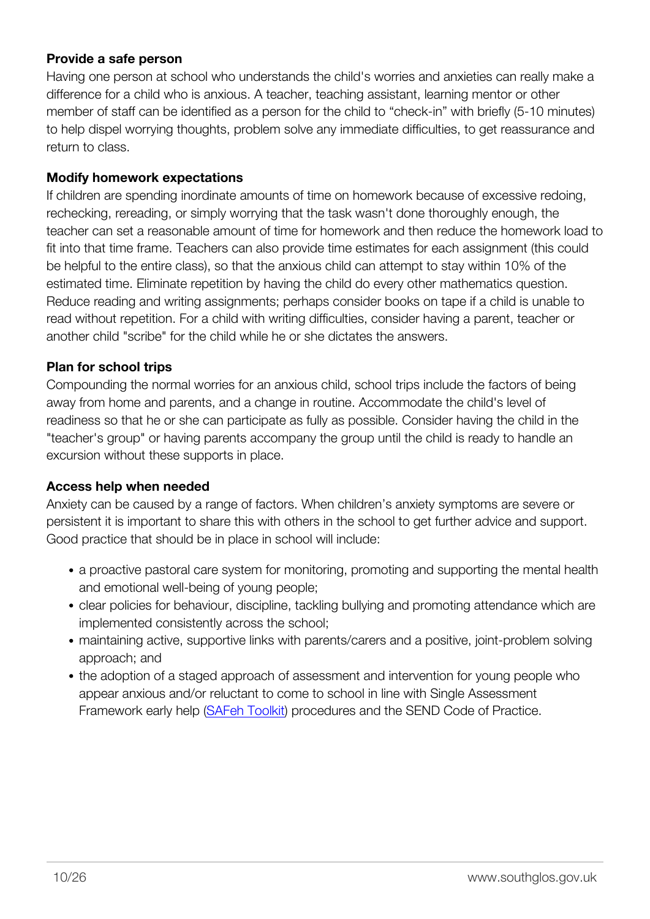**Provide a safe person**

Having one person at school who understands the child's worries and anxieties can really make a difference for a child who is anxious. A teacher, teaching assistant, learning mentor or other member of staff can be identified as a person for the child to “check-in” with briefly (5-10 minutes) to help dispel worrying thoughts, problem solve any immediate difficulties, to get reassurance and return to class.

**Modify homework expectations**

If children are spending inordinate amounts of time on homework because of excessive redoing, rechecking, rereading, or simply worrying that the task wasn't done thoroughly enough, the teacher can set a reasonable amount of time for homework and then reduce the homework load to fit into that time frame. Teachers can also provide time estimates for each assignment (this could be helpful to the entire class), so that the anxious child can attempt to stay within 10% of the estimated time. Eliminate repetition by having the child do every other mathematics question. Reduce reading and writing assignments; perhaps consider books on tape if a child is unable to read without repetition. For a child with writing difficulties, consider having a parent, teacher or another child "scribe" for the child while he or she dictates the answers.

**Plan for school trips**

Compounding the normal worries for an anxious child, school trips include the factors of being away from home and parents, and a change in routine. Accommodate the child's level of readiness so that he or she can participate as fully as possible. Consider having the child in the "teacher's group" or having parents accompany the group until the child is ready to handle an excursion without these supports in place.

**Access help when needed**

Anxiety can be caused by a range of factors. When children’s anxiety symptoms are severe or persistent it is important to share this with others in the school to get further advice and support. Good practice that should be in place in school will include:

- a proactive pastoral care system for monitoring, promoting and supporting the mental health and emotional well-being of young people;
- clear policies for behaviour, discipline, tackling bullying and promoting attendance which are implemented consistently across the school;
- maintaining active, supportive links with parents/carers and a positive, joint-problem solving approach; and
- the adoption of a staged approach of assessment and intervention for young people who appear anxious and/or reluctant to come to school in line with Single Assessment Framework early help (SAFeh Toolkit) procedures and the SEND Code of Practice.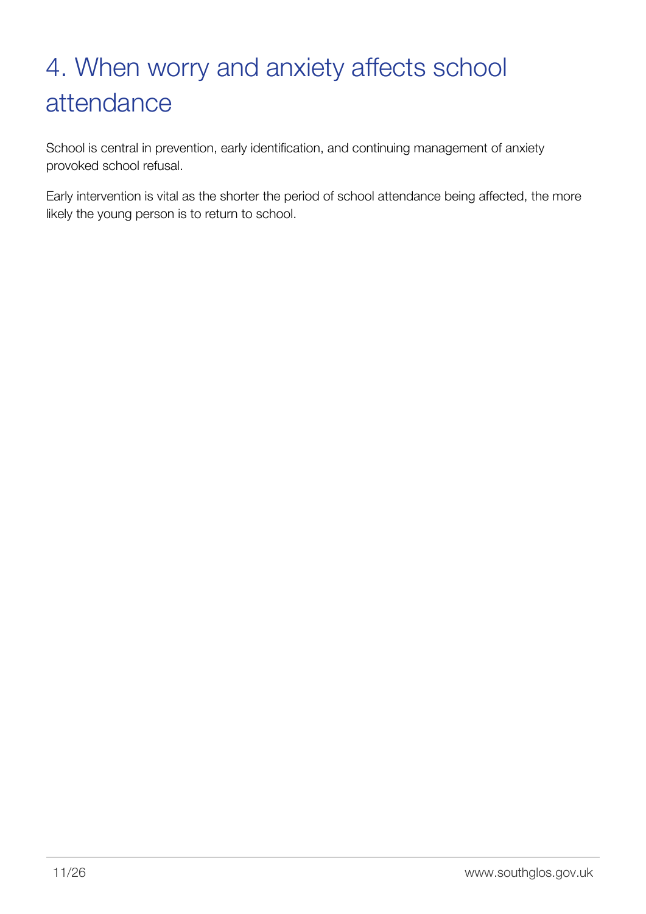# 4. When worry and anxiety affects school attendance

School is central in prevention, early identification, and continuing management of anxiety provoked school refusal.

Early intervention is vital as the shorter the period of school attendance being affected, the more likely the young person is to return to school.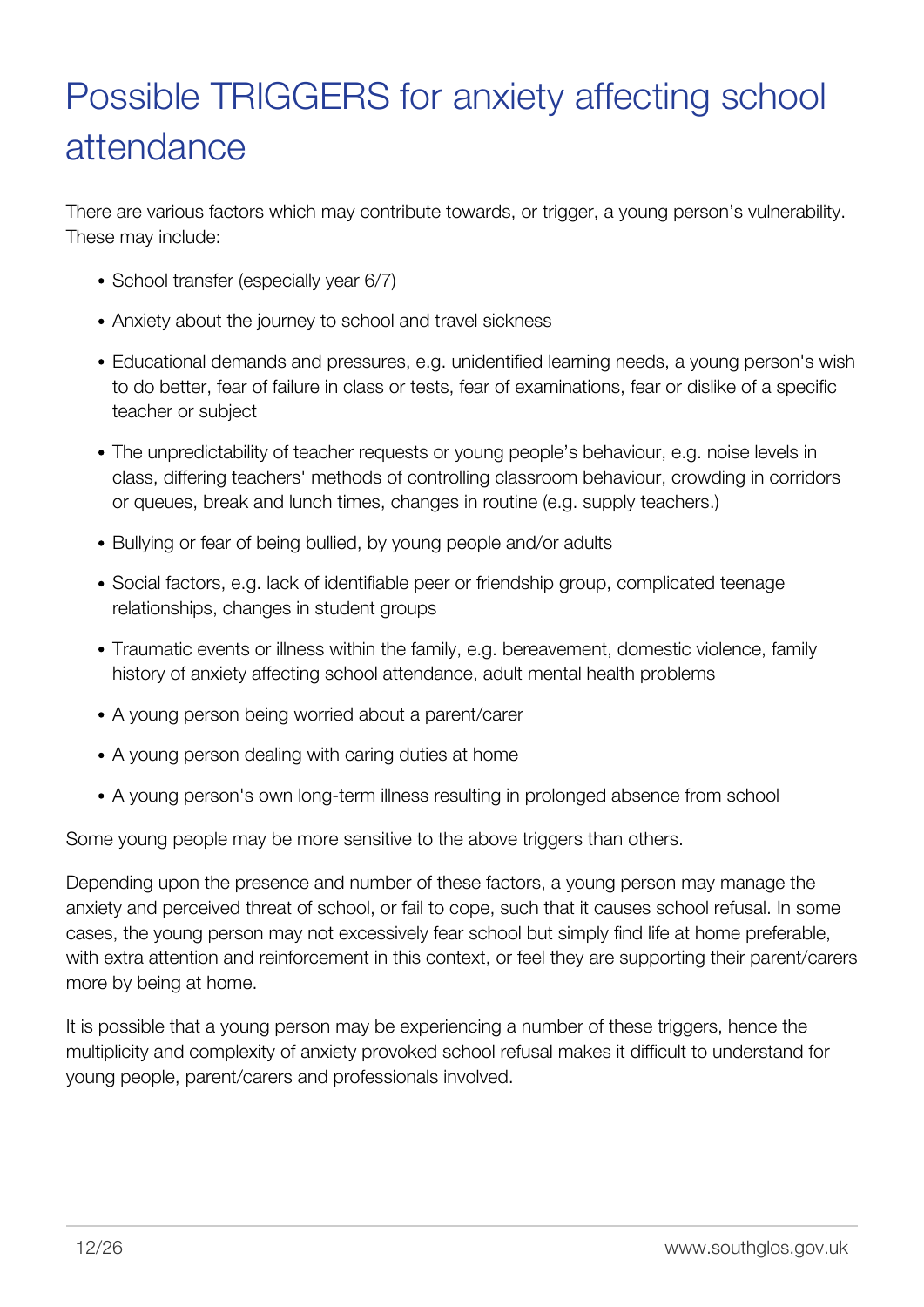# Possible TRIGGERS for anxiety affecting school attendance

There are various factors which may contribute towards, or trigger, a young person's vulnerability. These may include:

- School transfer (especially year 6/7)
- Anxiety about the journey to school and travel sickness
- Educational demands and pressures, e.g. unidentified learning needs, a young person's wish to do better, fear of failure in class or tests, fear of examinations, fear or dislike of a specific teacher or subject
- The unpredictability of teacher requests or young people's behaviour, e.g. noise levels in class, differing teachers' methods of controlling classroom behaviour, crowding in corridors or queues, break and lunch times, changes in routine (e.g. supply teachers.)
- Bullying or fear of being bullied, by young people and/or adults
- Social factors, e.g. lack of identifiable peer or friendship group, complicated teenage relationships, changes in student groups
- Traumatic events or illness within the family, e.g. bereavement, domestic violence, family history of anxiety affecting school attendance, adult mental health problems
- A young person being worried about a parent/carer
- A young person dealing with caring duties at home
- A young person's own long-term illness resulting in prolonged absence from school

Some young people may be more sensitive to the above triggers than others.

Depending upon the presence and number of these factors, a young person may manage the anxiety and perceived threat of school, or fail to cope, such that it causes school refusal. In some cases, the young person may not excessively fear school but simply find life at home preferable, with extra attention and reinforcement in this context, or feel they are supporting their parent/carers more by being at home.

It is possible that a young person may be experiencing a number of these triggers, hence the multiplicity and complexity of anxiety provoked school refusal makes it difficult to understand for young people, parent/carers and professionals involved.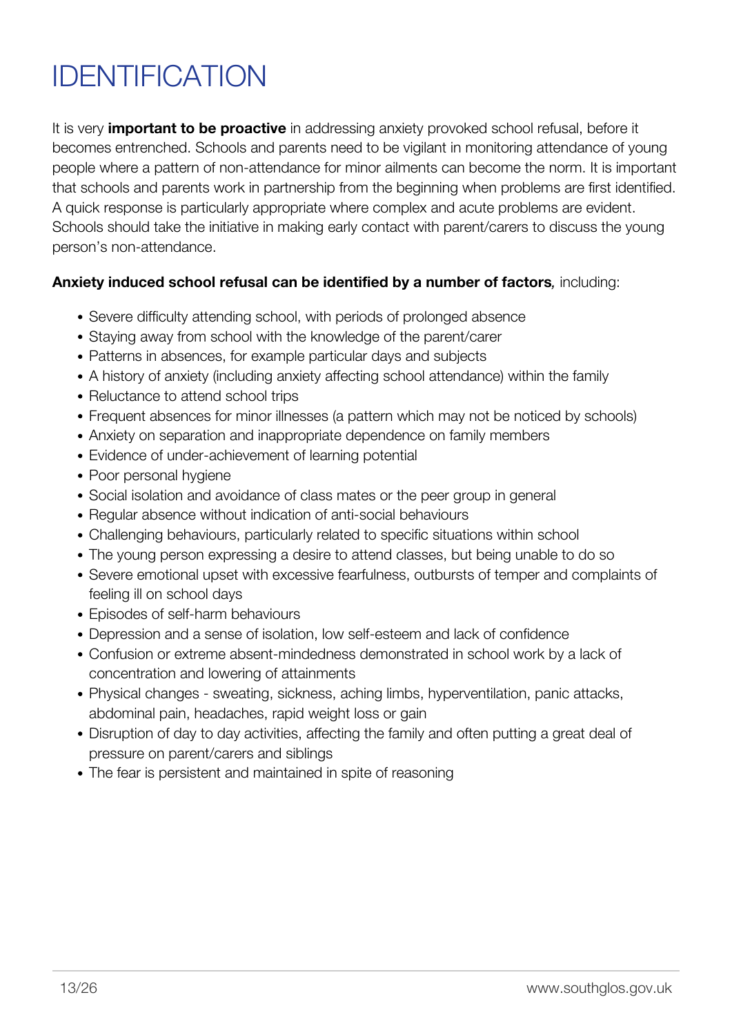# IDENTIFICATION

It is very **important to be proactive** in addressing anxiety provoked school refusal, before it becomes entrenched. Schools and parents need to be vigilant in monitoring attendance of young people where a pattern of non-attendance for minor ailments can become the norm. It is important that schools and parents work in partnership from the beginning when problems are first identified. A quick response is particularly appropriate where complex and acute problems are evident. Schools should take the initiative in making early contact with parent/carers to discuss the young person's non-attendance.

**Anxiety induced school refusal can be identified by a number of factors***,* including:

- Severe difficulty attending school, with periods of prolonged absence
- Staying away from school with the knowledge of the parent/carer
- Patterns in absences, for example particular days and subjects
- A history of anxiety (including anxiety affecting school attendance) within the family
- Reluctance to attend school trips
- Frequent absences for minor illnesses (a pattern which may not be noticed by schools)
- Anxiety on separation and inappropriate dependence on family members
- Evidence of under-achievement of learning potential
- Poor personal hygiene
- Social isolation and avoidance of class mates or the peer group in general
- Regular absence without indication of anti-social behaviours
- Challenging behaviours, particularly related to specific situations within school
- The young person expressing a desire to attend classes, but being unable to do so
- Severe emotional upset with excessive fearfulness, outbursts of temper and complaints of feeling ill on school days
- Episodes of self-harm behaviours
- Depression and a sense of isolation, low self-esteem and lack of confidence
- Confusion or extreme absent-mindedness demonstrated in school work by a lack of concentration and lowering of attainments
- Physical changes - sweating, sickness, aching limbs, hyperventilation, panic attacks, abdominal pain, headaches, rapid weight loss or gain
- Disruption of day to day activities, affecting the family and often putting a great deal of pressure on parent/carers and siblings
- The fear is persistent and maintained in spite of reasoning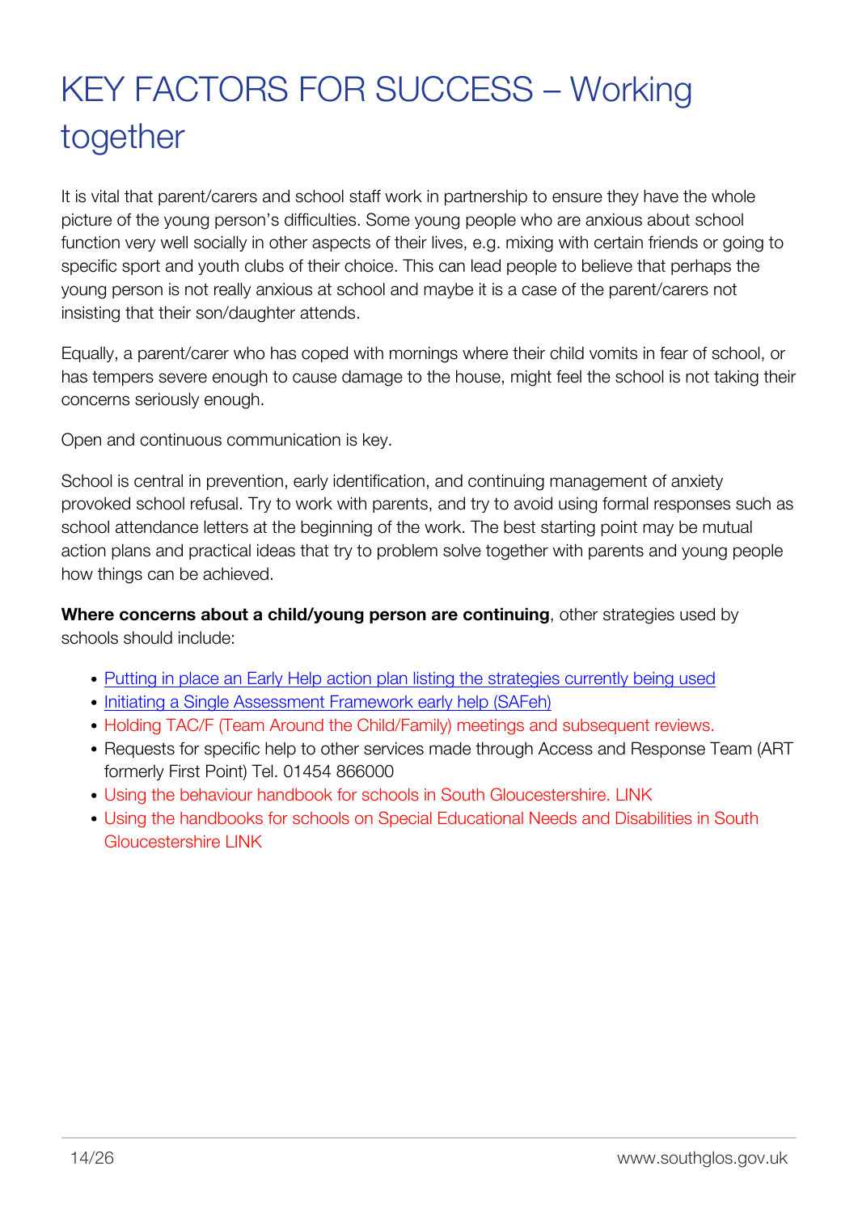# KEY FACTORS FOR SUCCESS – Working together

It is vital that parent/carers and school staff work in partnership to ensure they have the whole picture of the young person's difficulties. Some young people who are anxious about school function very well socially in other aspects of their lives, e.g. mixing with certain friends or going to specific sport and youth clubs of their choice. This can lead people to believe that perhaps the young person is not really anxious at school and maybe it is a case of the parent/carers not insisting that their son/daughter attends.

Equally, a parent/carer who has coped with mornings where their child vomits in fear of school, or has tempers severe enough to cause damage to the house, might feel the school is not taking their concerns seriously enough.

Open and continuous communication is key.

School is central in prevention, early identification, and continuing management of anxiety provoked school refusal. Try to work with parents, and try to avoid using formal responses such as school attendance letters at the beginning of the work. The best starting point may be mutual action plans and practical ideas that try to problem solve together with parents and young people how things can be achieved.

**Where concerns about a child/young person are continuing**, other strategies used by schools should include:

- Putting in place an Early Help action plan listing the strategies currently being used
- Initiating a Single Assessment Framework early help (SAFeh)
- Holding TAC/F (Team Around the Child/Family) meetings and subsequent reviews.
- Requests for specific help to other services made through Access and Response Team (ART formerly First Point) Tel. 01454 866000
- Using the behaviour handbook for schools in South Gloucestershire. LINK
- Using the handbooks for schools on Special Educational Needs and Disabilities in South Gloucestershire LINK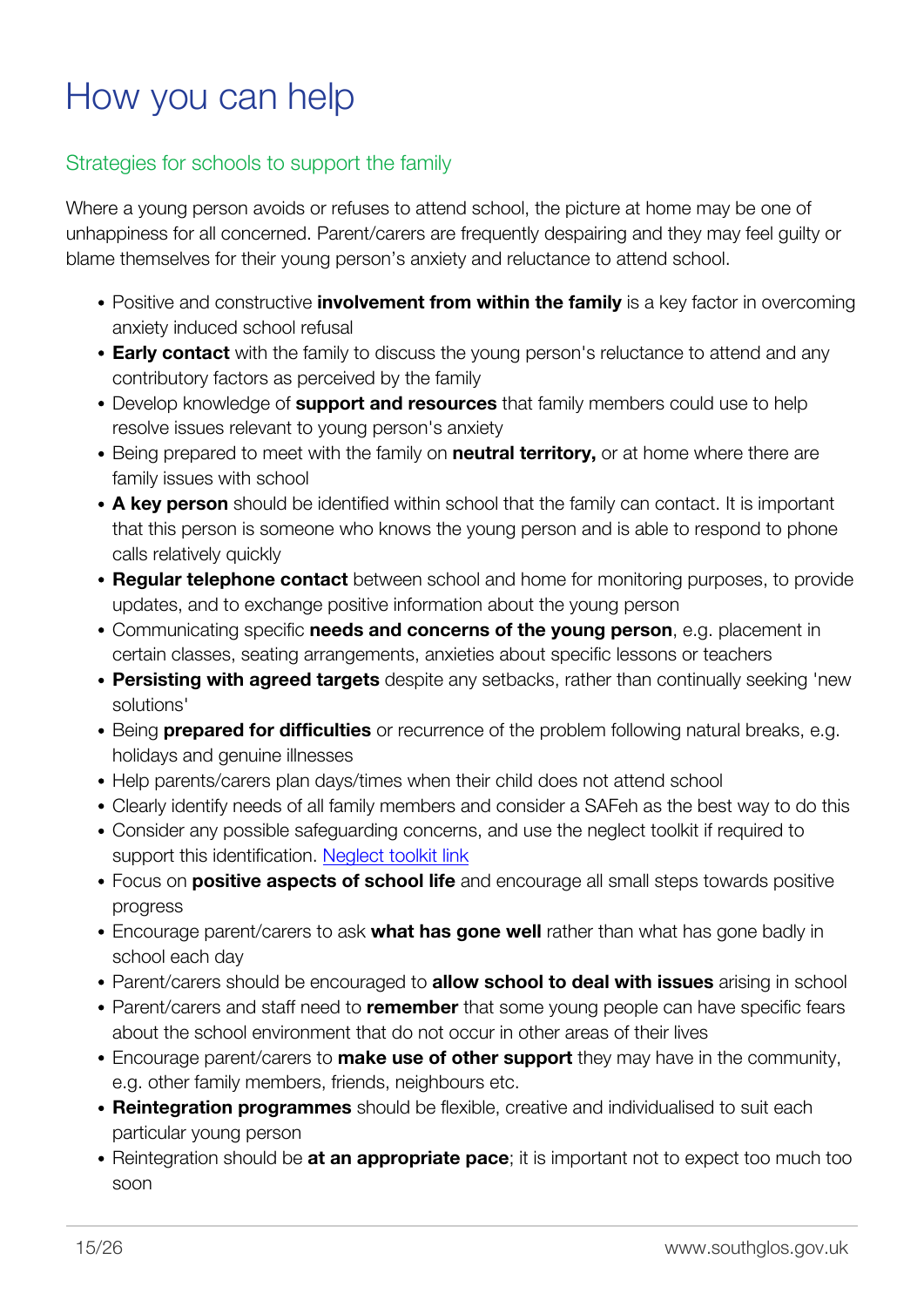# How you can help

## Strategies for schools to support the family

Where a young person avoids or refuses to attend school, the picture at home may be one of unhappiness for all concerned. Parent/carers are frequently despairing and they may feel guilty or blame themselves for their young person's anxiety and reluctance to attend school.

- Positive and constructive **involvement from within the family** is a key factor in overcoming anxiety induced school refusal
- **Early contact** with the family to discuss the young person's reluctance to attend and any contributory factors as perceived by the family
- Develop knowledge of **support and resources** that family members could use to help resolve issues relevant to young person's anxiety
- Being prepared to meet with the family on **neutral territory,** or at home where there are family issues with school
- **A key person** should be identified within school that the family can contact. It is important that this person is someone who knows the young person and is able to respond to phone calls relatively quickly
- **Regular telephone contact** between school and home for monitoring purposes, to provide updates, and to exchange positive information about the young person
- Communicating specific **needs and concerns of the young person**, e.g. placement in certain classes, seating arrangements, anxieties about specific lessons or teachers
- **Persisting with agreed targets** despite any setbacks, rather than continually seeking 'new solutions'
- Being **prepared for difficulties** or recurrence of the problem following natural breaks, e.g. holidays and genuine illnesses
- Help parents/carers plan days/times when their child does not attend school
- Clearly identify needs of all family members and consider a SAFeh as the best way to do this
- Consider any possible safeguarding concerns, and use the neglect toolkit if required to support this identification. [Neglect toolkit link]
- Focus on **positive aspects of school life** and encourage all small steps towards positive progress
- Encourage parent/carers to ask **what has gone well** rather than what has gone badly in school each day
- Parent/carers should be encouraged to **allow school to deal with issues** arising in school
- Parent/carers and staff need to **remember** that some young people can have specific fears about the school environment that do not occur in other areas of their lives
- Encourage parent/carers to **make use of other support** they may have in the community, e.g. other family members, friends, neighbours etc.
- **Reintegration programmes** should be flexible, creative and individualised to suit each particular young person
- Reintegration should be **at an appropriate pace**; it is important not to expect too much too soon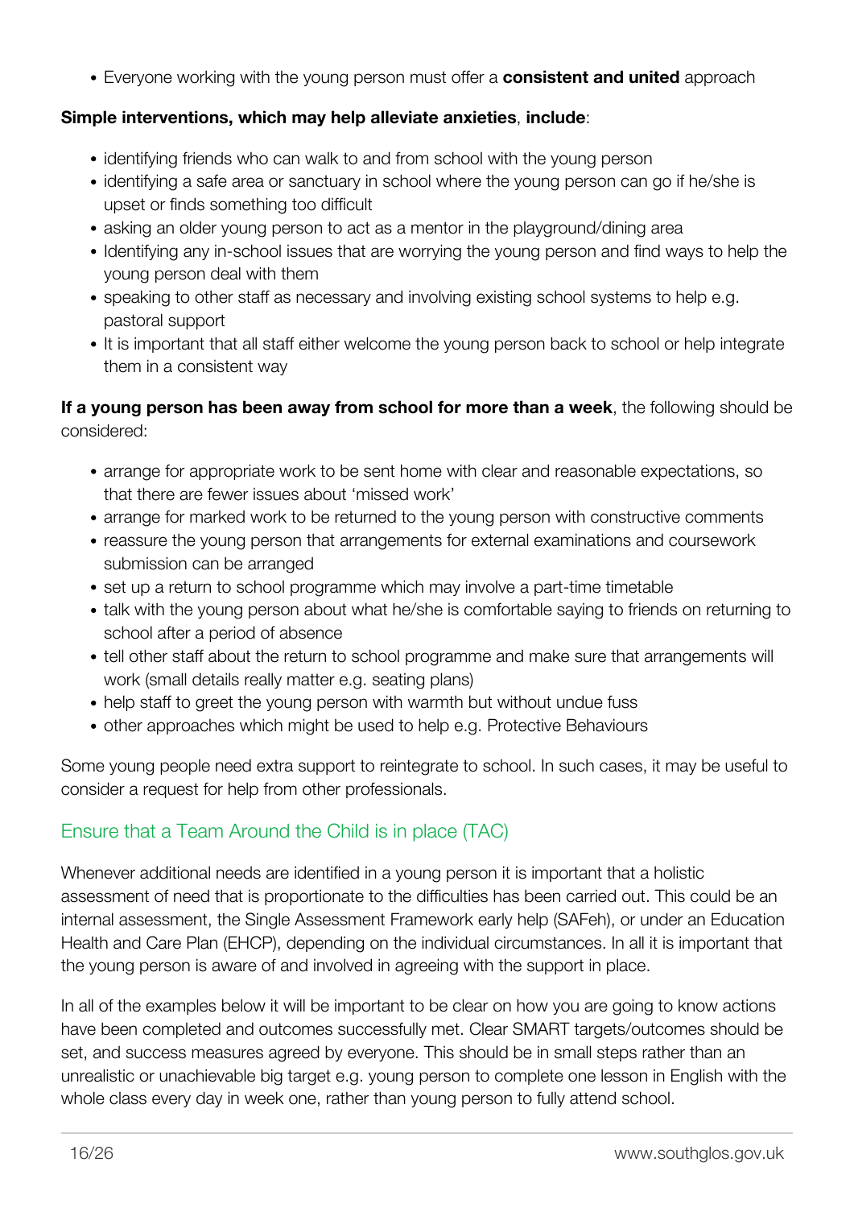- Everyone working with the young person must offer a **consistent and united** approach

**Simple interventions, which may help alleviate anxieties**, **include**:

- identifying friends who can walk to and from school with the young person
- identifying a safe area or sanctuary in school where the young person can go if he/she is upset or finds something too difficult
- asking an older young person to act as a mentor in the playground/dining area
- Identifying any in-school issues that are worrying the young person and find ways to help the young person deal with them
- speaking to other staff as necessary and involving existing school systems to help e.g. pastoral support
- It is important that all staff either welcome the young person back to school or help integrate them in a consistent way

**If a young person has been away from school for more than a week**, the following should be considered:

- arrange for appropriate work to be sent home with clear and reasonable expectations, so that there are fewer issues about 'missed work'
- arrange for marked work to be returned to the young person with constructive comments
- reassure the young person that arrangements for external examinations and coursework submission can be arranged
- set up a return to school programme which may involve a part-time timetable
- talk with the young person about what he/she is comfortable saying to friends on returning to school after a period of absence
- tell other staff about the return to school programme and make sure that arrangements will work (small details really matter e.g. seating plans)
- help staff to greet the young person with warmth but without undue fuss
- other approaches which might be used to help e.g. Protective Behaviours

Some young people need extra support to reintegrate to school. In such cases, it may be useful to consider a request for help from other professionals.

## Ensure that a Team Around the Child is in place (TAC)

Whenever additional needs are identified in a young person it is important that a holistic assessment of need that is proportionate to the difficulties has been carried out. This could be an internal assessment, the Single Assessment Framework early help (SAFeh), or under an Education Health and Care Plan (EHCP), depending on the individual circumstances. In all it is important that the young person is aware of and involved in agreeing with the support in place.

In all of the examples below it will be important to be clear on how you are going to know actions have been completed and outcomes successfully met. Clear SMART targets/outcomes should be set, and success measures agreed by everyone. This should be in small steps rather than an unrealistic or unachievable big target e.g. young person to complete one lesson in English with the whole class every day in week one, rather than young person to fully attend school.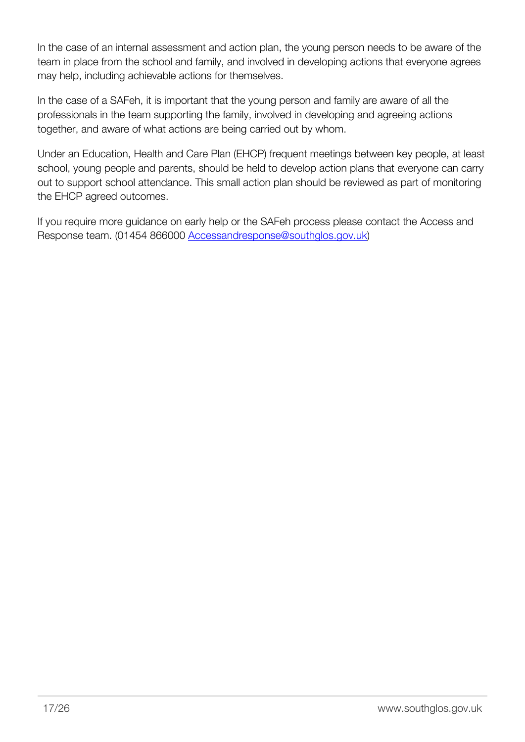In the case of an internal assessment and action plan, the young person needs to be aware of the team in place from the school and family, and involved in developing actions that everyone agrees may help, including achievable actions for themselves.

In the case of a SAFeh, it is important that the young person and family are aware of all the professionals in the team supporting the family, involved in developing and agreeing actions together, and aware of what actions are being carried out by whom.

Under an Education, Health and Care Plan (EHCP) frequent meetings between key people, at least school, young people and parents, should be held to develop action plans that everyone can carry out to support school attendance. This small action plan should be reviewed as part of monitoring the EHCP agreed outcomes.

If you require more guidance on early help or the SAFeh process please contact the Access and Response team. (01454 866000 Accessandresponse@southglos.gov.uk)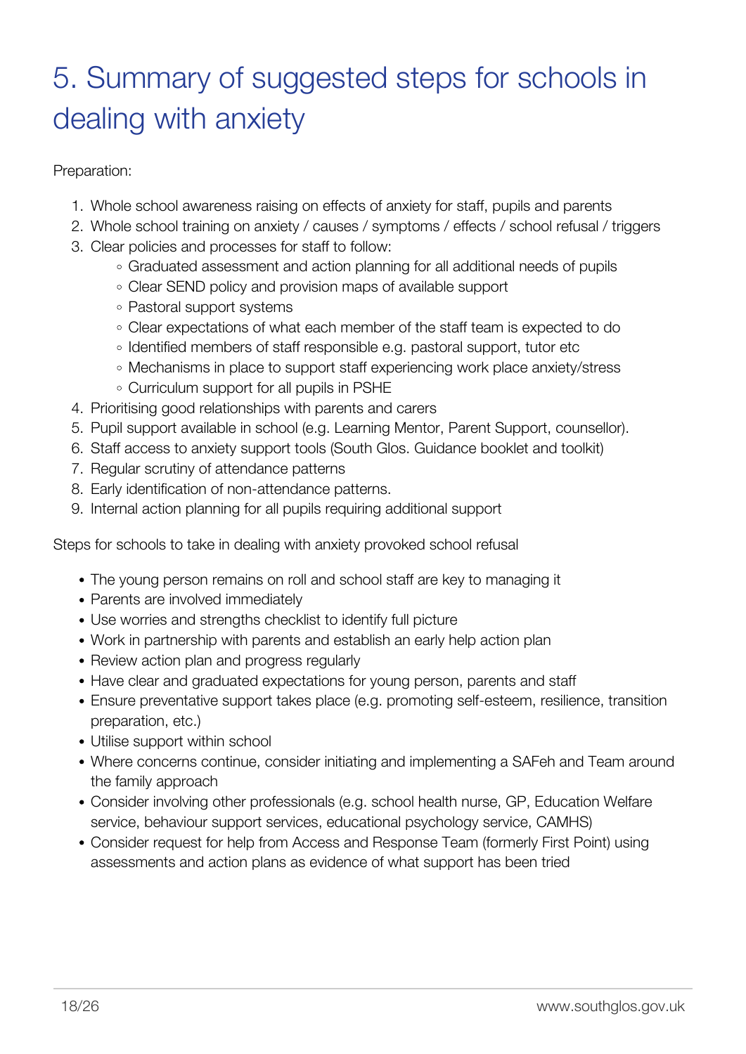# 5. Summary of suggested steps for schools in dealing with anxiety

Preparation:

1. Whole school awareness raising on effects of anxiety for staff, pupils and parents
2. Whole school training on anxiety / causes / symptoms / effects / school refusal / triggers
3. Clear policies and processes for staff to follow:
    - Graduated assessment and action planning for all additional needs of pupils
    - Clear SEND policy and provision maps of available support
    - Pastoral support systems
    - Clear expectations of what each member of the staff team is expected to do
    - Identified members of staff responsible e.g. pastoral support, tutor etc
    - Mechanisms in place to support staff experiencing work place anxiety/stress
    - Curriculum support for all pupils in PSHE
4. Prioritising good relationships with parents and carers
5. Pupil support available in school (e.g. Learning Mentor, Parent Support, counsellor).
6. Staff access to anxiety support tools (South Glos. Guidance booklet and toolkit)
7. Regular scrutiny of attendance patterns
8. Early identification of non-attendance patterns.
9. Internal action planning for all pupils requiring additional support

Steps for schools to take in dealing with anxiety provoked school refusal

- The young person remains on roll and school staff are key to managing it
- Parents are involved immediately
- Use worries and strengths checklist to identify full picture
- Work in partnership with parents and establish an early help action plan
- Review action plan and progress regularly
- Have clear and graduated expectations for young person, parents and staff
- Ensure preventative support takes place (e.g. promoting self-esteem, resilience, transition preparation, etc.)
- Utilise support within school
- Where concerns continue, consider initiating and implementing a SAFeh and Team around the family approach
- Consider involving other professionals (e.g. school health nurse, GP, Education Welfare service, behaviour support services, educational psychology service, CAMHS)
- Consider request for help from Access and Response Team (formerly First Point) using assessments and action plans as evidence of what support has been tried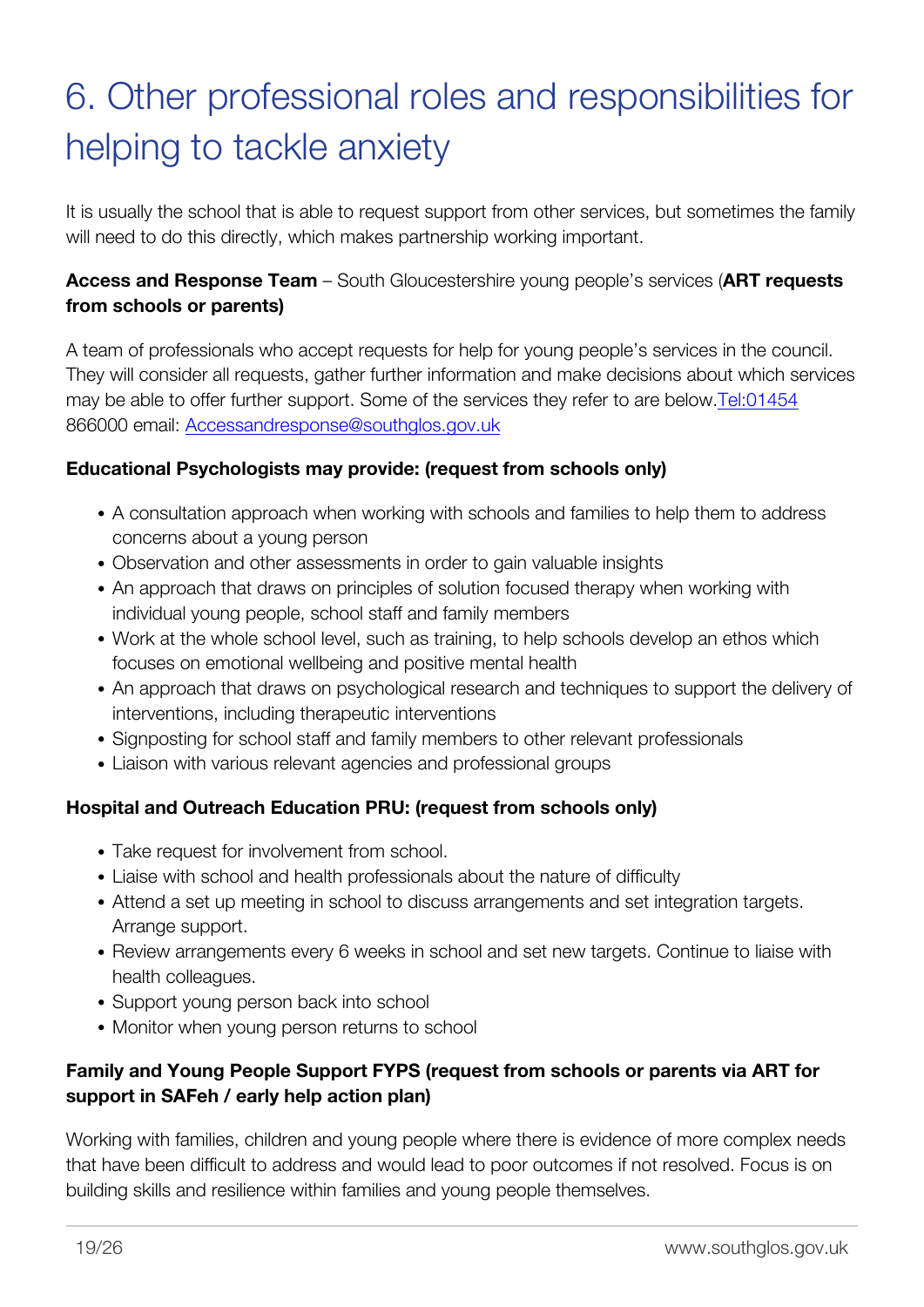# 6. Other professional roles and responsibilities for helping to tackle anxiety

It is usually the school that is able to request support from other services, but sometimes the family will need to do this directly, which makes partnership working important.

**Access and Response Team** – South Gloucestershire young people's services (**ART requests from schools or parents)**

A team of professionals who accept requests for help for young people's services in the council. They will consider all requests, gather further information and make decisions about which services may be able to offer further support. Some of the services they refer to are below.Tel:01454 866000 email: Accessandresponse@southglos.gov.uk

**Educational Psychologists may provide: (request from schools only)**

- A consultation approach when working with schools and families to help them to address concerns about a young person
- Observation and other assessments in order to gain valuable insights
- An approach that draws on principles of solution focused therapy when working with individual young people, school staff and family members
- Work at the whole school level, such as training, to help schools develop an ethos which focuses on emotional wellbeing and positive mental health
- An approach that draws on psychological research and techniques to support the delivery of interventions, including therapeutic interventions
- Signposting for school staff and family members to other relevant professionals
- Liaison with various relevant agencies and professional groups

**Hospital and Outreach Education PRU: (request from schools only)**

- Take request for involvement from school.
- Liaise with school and health professionals about the nature of difficulty
- Attend a set up meeting in school to discuss arrangements and set integration targets. Arrange support.
- Review arrangements every 6 weeks in school and set new targets. Continue to liaise with health colleagues.
- Support young person back into school
- Monitor when young person returns to school

**Family and Young People Support FYPS (request from schools or parents via ART for support in SAFeh / early help action plan)**

Working with families, children and young people where there is evidence of more complex needs that have been difficult to address and would lead to poor outcomes if not resolved. Focus is on building skills and resilience within families and young people themselves.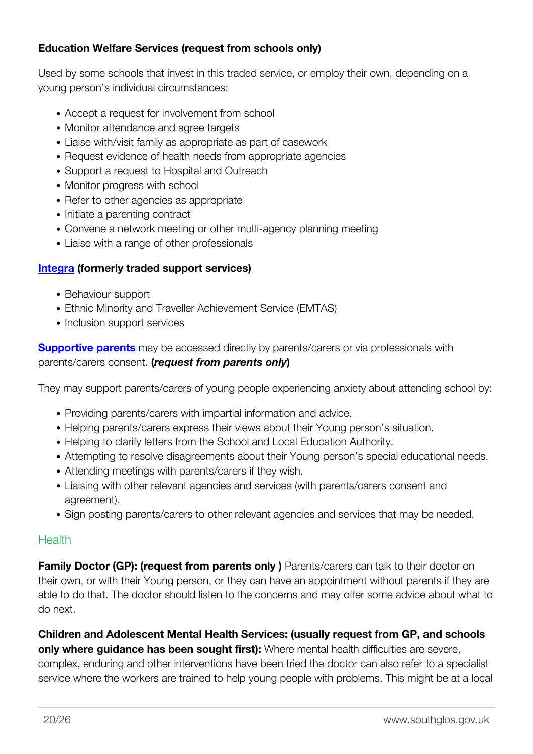**Education Welfare Services (request from schools only)**

Used by some schools that invest in this traded service, or employ their own, depending on a young person's individual circumstances:

- Accept a request for involvement from school
- Monitor attendance and agree targets
- Liaise with/visit family as appropriate as part of casework
- Request evidence of health needs from appropriate agencies
- Support a request to Hospital and Outreach
- Monitor progress with school
- Refer to other agencies as appropriate
- Initiate a parenting contract
- Convene a network meeting or other multi-agency planning meeting
- Liaise with a range of other professionals

**Integra (formerly traded support services)**

- Behaviour support
- Ethnic Minority and Traveller Achievement Service (EMTAS)
- Inclusion support services

**Supportive parents** may be accessed directly by parents/carers or via professionals with parents/carers consent. **(*request from parents only*)**

They may support parents/carers of young people experiencing anxiety about attending school by:

- Providing parents/carers with impartial information and advice.
- Helping parents/carers express their views about their Young person's situation.
- Helping to clarify letters from the School and Local Education Authority.
- Attempting to resolve disagreements about their Young person's special educational needs.
- Attending meetings with parents/carers if they wish.
- Liaising with other relevant agencies and services (with parents/carers consent and agreement).
- Sign posting parents/carers to other relevant agencies and services that may be needed.

## Health

**Family Doctor (GP): (request from parents only )** Parents/carers can talk to their doctor on their own, or with their Young person, or they can have an appointment without parents if they are able to do that. The doctor should listen to the concerns and may offer some advice about what to do next.

**Children and Adolescent Mental Health Services: (usually request from GP, and schools only where guidance has been sought first):** Where mental health difficulties are severe, complex, enduring and other interventions have been tried the doctor can also refer to a specialist service where the workers are trained to help young people with problems. This might be at a local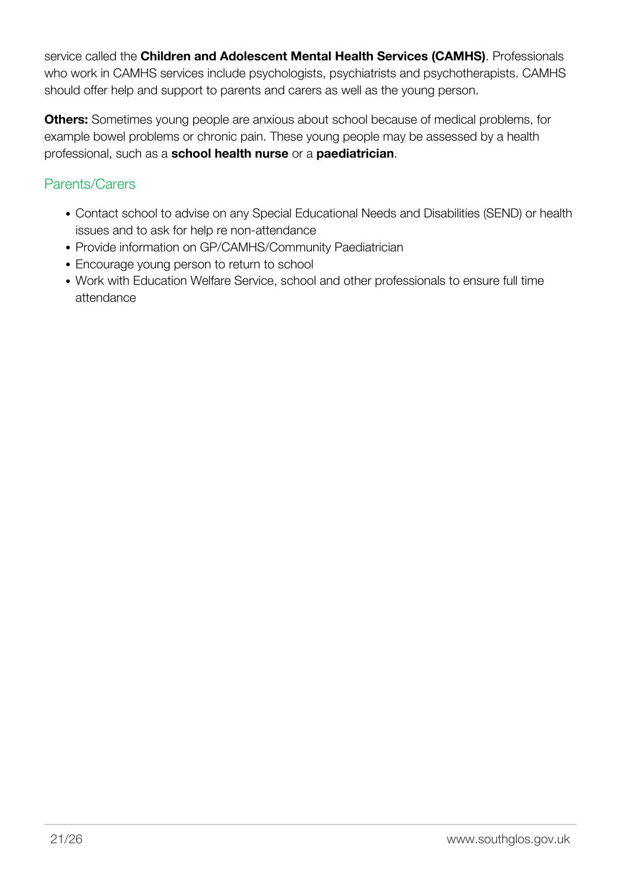service called the **Children and Adolescent Mental Health Services (CAMHS)**. Professionals who work in CAMHS services include psychologists, psychiatrists and psychotherapists. CAMHS should offer help and support to parents and carers as well as the young person.

**Others:** Sometimes young people are anxious about school because of medical problems, for example bowel problems or chronic pain. These young people may be assessed by a health professional, such as a **school health nurse** or a **paediatrician**.

## Parents/Carers

- Contact school to advise on any Special Educational Needs and Disabilities (SEND) or health issues and to ask for help re non-attendance
- Provide information on GP/CAMHS/Community Paediatrician
- Encourage young person to return to school
- Work with Education Welfare Service, school and other professionals to ensure full time attendance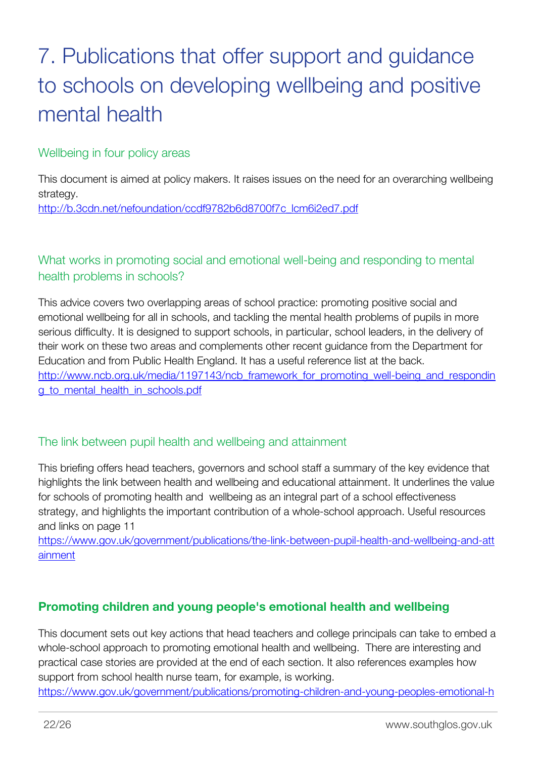# 7. Publications that offer support and guidance to schools on developing wellbeing and positive mental health

## Wellbeing in four policy areas

This document is aimed at policy makers. It raises issues on the need for an overarching wellbeing strategy.
http://b.3cdn.net/nefoundation/ccdf9782b6d8700f7c_lcm6i2ed7.pdf

## What works in promoting social and emotional well-being and responding to mental health problems in schools?

This advice covers two overlapping areas of school practice: promoting positive social and emotional wellbeing for all in schools, and tackling the mental health problems of pupils in more serious difficulty. It is designed to support schools, in particular, school leaders, in the delivery of their work on these two areas and complements other recent guidance from the Department for Education and from Public Health England. It has a useful reference list at the back.
http://www.ncb.org.uk/media/1197143/ncb_framework_for_promoting_well-being_and_responding_to_mental_health_in_schools.pdf

## The link between pupil health and wellbeing and attainment

This briefing offers head teachers, governors and school staff a summary of the key evidence that highlights the link between health and wellbeing and educational attainment. It underlines the value for schools of promoting health and wellbeing as an integral part of a school effectiveness strategy, and highlights the important contribution of a whole-school approach. Useful resources and links on page 11
https://www.gov.uk/government/publications/the-link-between-pupil-health-and-wellbeing-and-attainment

## **Promoting children and young people's emotional health and wellbeing**

This document sets out key actions that head teachers and college principals can take to embed a whole-school approach to promoting emotional health and wellbeing. There are interesting and practical case stories are provided at the end of each section. It also references examples how support from school health nurse team, for example, is working.
https://www.gov.uk/government/publications/promoting-children-and-young-peoples-emotional-h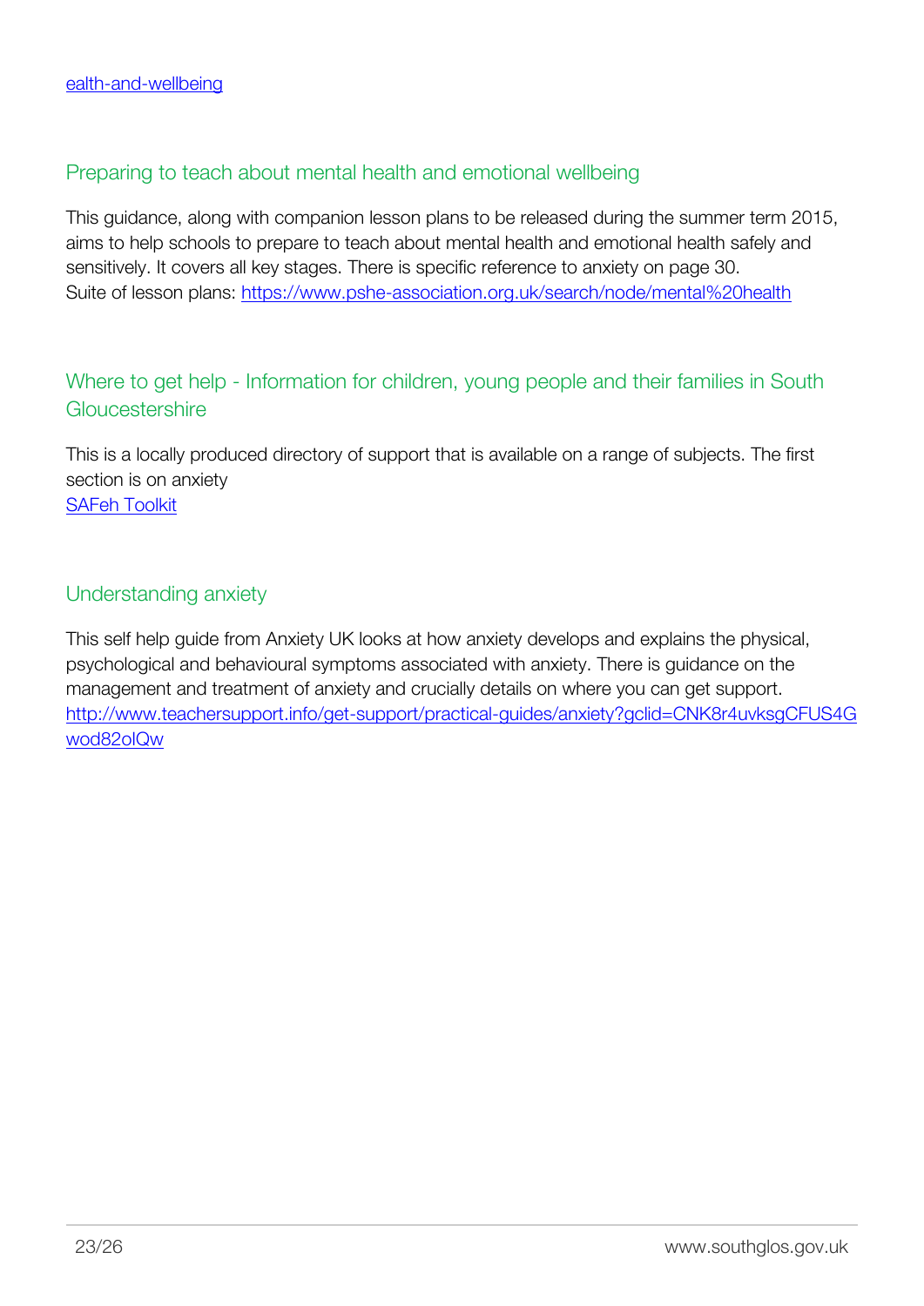[ealth-and-wellbeing](ealth-and-wellbeing)

## Preparing to teach about mental health and emotional wellbeing

This guidance, along with companion lesson plans to be released during the summer term 2015, aims to help schools to prepare to teach about mental health and emotional health safely and sensitively. It covers all key stages. There is specific reference to anxiety on page 30.
Suite of lesson plans: https://www.pshe-association.org.uk/search/node/mental%20health

## Where to get help - Information for children, young people and their families in South Gloucestershire

This is a locally produced directory of support that is available on a range of subjects. The first section is on anxiety
SAFeh Toolkit

## Understanding anxiety

This self help guide from Anxiety UK looks at how anxiety develops and explains the physical, psychological and behavioural symptoms associated with anxiety. There is guidance on the management and treatment of anxiety and crucially details on where you can get support.
http://www.teachersupport.info/get-support/practical-guides/anxiety?gclid=CNK8r4uvksgCFUS4Gwod82olQw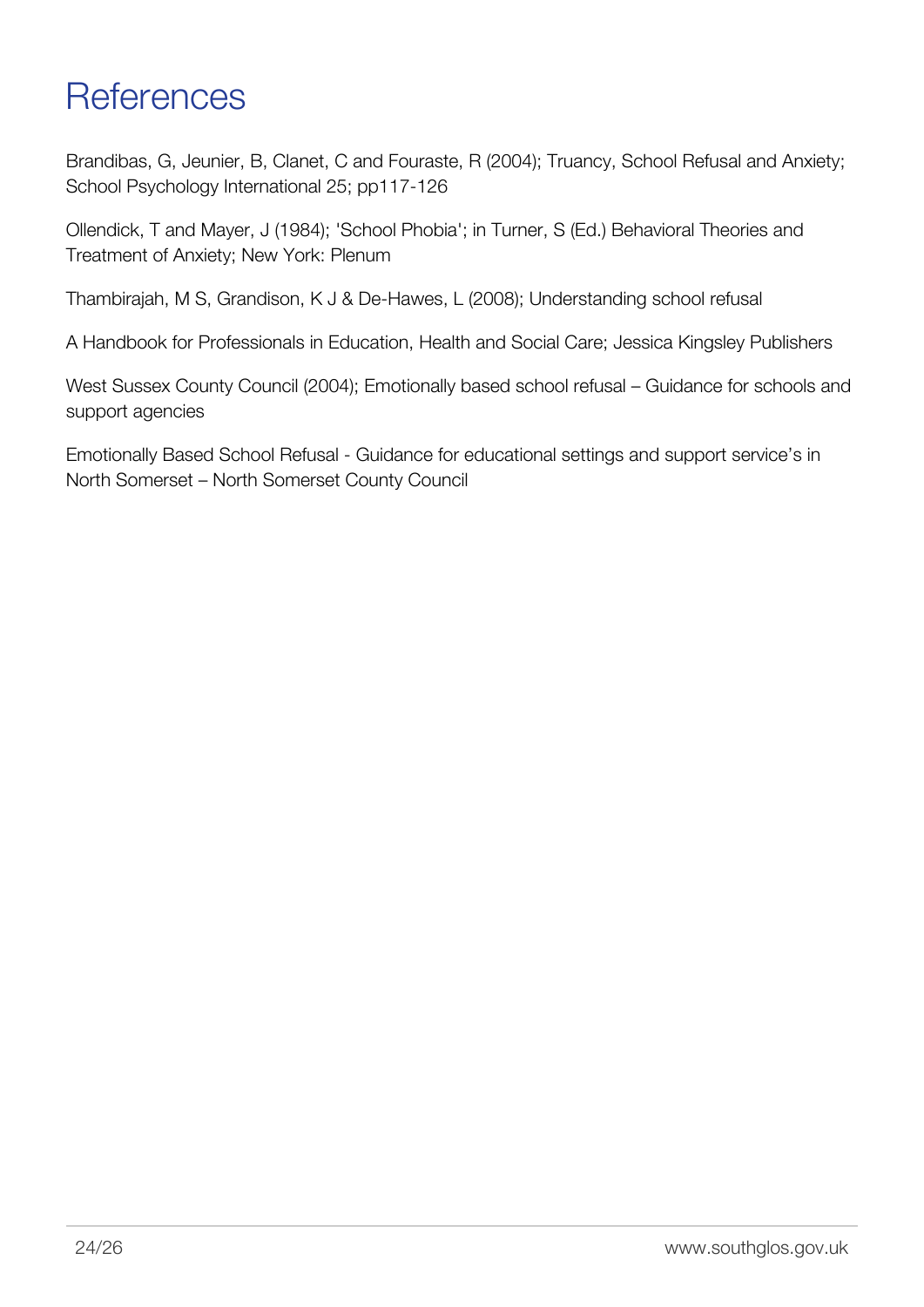# References

Brandibas, G, Jeunier, B, Clanet, C and Fouraste, R (2004); Truancy, School Refusal and Anxiety; School Psychology International 25; pp117-126

Ollendick, T and Mayer, J (1984); 'School Phobia'; in Turner, S (Ed.) Behavioral Theories and Treatment of Anxiety; New York: Plenum

Thambirajah, M S, Grandison, K J & De-Hawes, L (2008); Understanding school refusal

A Handbook for Professionals in Education, Health and Social Care; Jessica Kingsley Publishers

West Sussex County Council (2004); Emotionally based school refusal – Guidance for schools and support agencies

Emotionally Based School Refusal - Guidance for educational settings and support service's in North Somerset – North Somerset County Council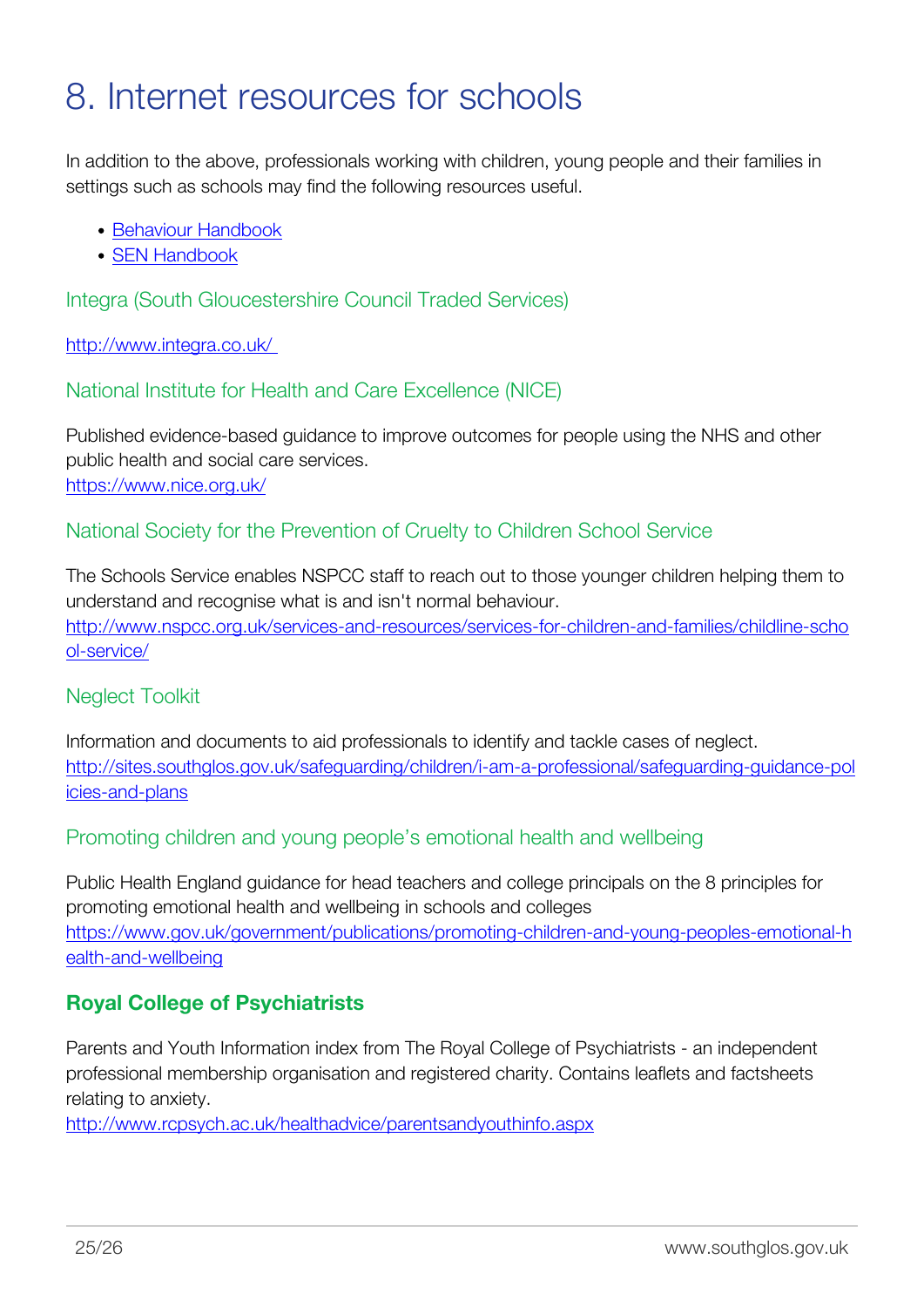# 8. Internet resources for schools

In addition to the above, professionals working with children, young people and their families in settings such as schools may find the following resources useful.

- Behaviour Handbook
- SEN Handbook

### Integra (South Gloucestershire Council Traded Services)

http://www.integra.co.uk/

### National Institute for Health and Care Excellence (NICE)

Published evidence-based guidance to improve outcomes for people using the NHS and other public health and social care services.
https://www.nice.org.uk/

### National Society for the Prevention of Cruelty to Children School Service

The Schools Service enables NSPCC staff to reach out to those younger children helping them to understand and recognise what is and isn't normal behaviour.
http://www.nspcc.org.uk/services-and-resources/services-for-children-and-families/childline-school-service/

### Neglect Toolkit

Information and documents to aid professionals to identify and tackle cases of neglect.
http://sites.southglos.gov.uk/safeguarding/children/i-am-a-professional/safeguarding-guidance-policies-and-plans

### Promoting children and young people's emotional health and wellbeing

Public Health England guidance for head teachers and college principals on the 8 principles for promoting emotional health and wellbeing in schools and colleges
https://www.gov.uk/government/publications/promoting-children-and-young-peoples-emotional-health-and-wellbeing

### **Royal College of Psychiatrists**

Parents and Youth Information index from The Royal College of Psychiatrists - an independent professional membership organisation and registered charity. Contains leaflets and factsheets relating to anxiety.
http://www.rcpsych.ac.uk/healthadvice/parentsandyouthinfo.aspx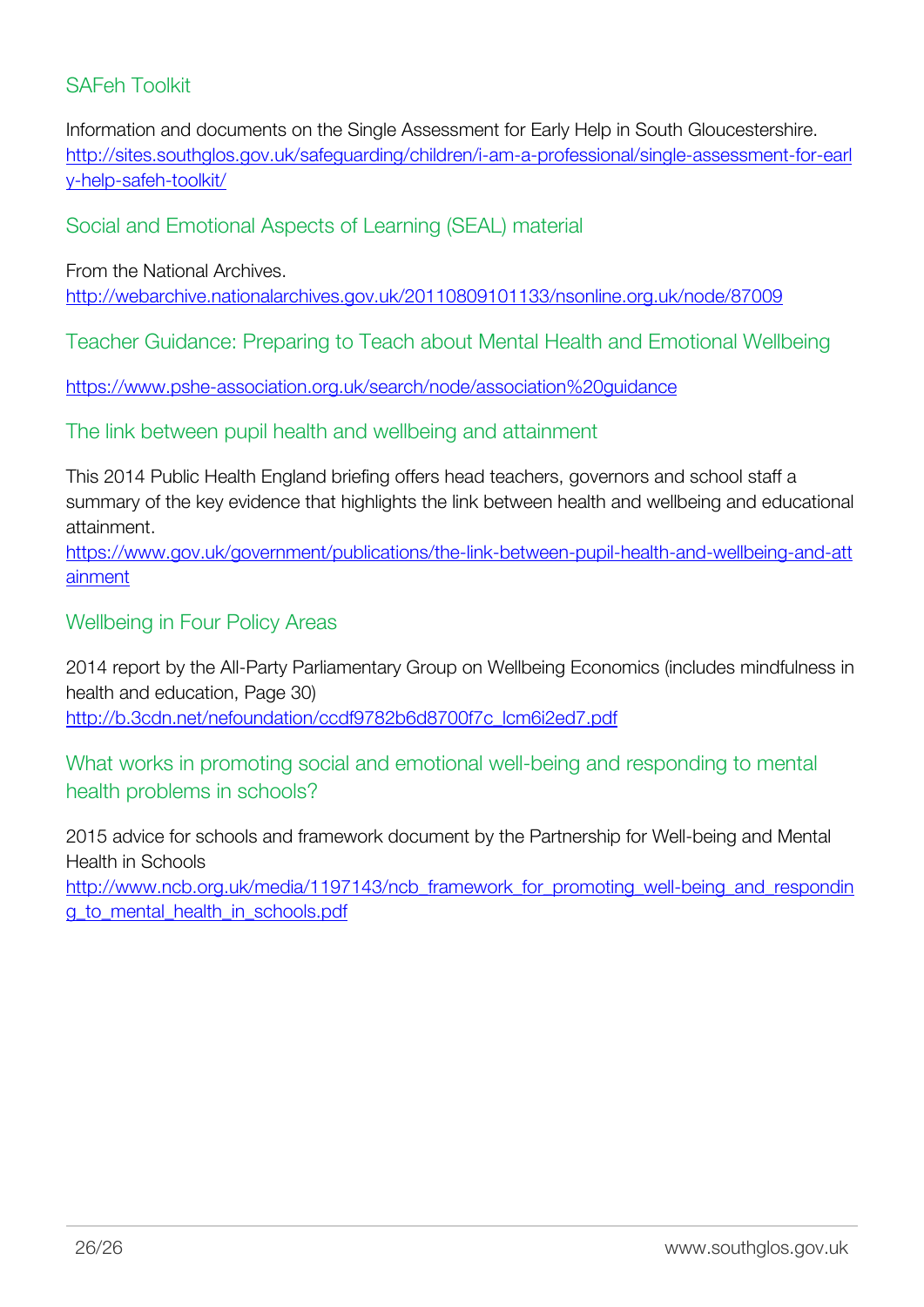### SAFeh Toolkit

Information and documents on the Single Assessment for Early Help in South Gloucestershire.
http://sites.southglos.gov.uk/safeguarding/children/i-am-a-professional/single-assessment-for-early-help-safeh-toolkit/

### Social and Emotional Aspects of Learning (SEAL) material

From the National Archives.
http://webarchive.nationalarchives.gov.uk/20110809101133/nsonline.org.uk/node/87009

### Teacher Guidance: Preparing to Teach about Mental Health and Emotional Wellbeing

https://www.pshe-association.org.uk/search/node/association%20guidance

### The link between pupil health and wellbeing and attainment

This 2014 Public Health England briefing offers head teachers, governors and school staff a summary of the key evidence that highlights the link between health and wellbeing and educational attainment.
https://www.gov.uk/government/publications/the-link-between-pupil-health-and-wellbeing-and-attainment

### Wellbeing in Four Policy Areas

2014 report by the All-Party Parliamentary Group on Wellbeing Economics (includes mindfulness in health and education, Page 30)
http://b.3cdn.net/nefoundation/ccdf9782b6d8700f7c_lcm6i2ed7.pdf

### What works in promoting social and emotional well-being and responding to mental health problems in schools?

2015 advice for schools and framework document by the Partnership for Well-being and Mental Health in Schools
http://www.ncb.org.uk/media/1197143/ncb_framework_for_promoting_well-being_and_responding_to_mental_health_in_schools.pdf